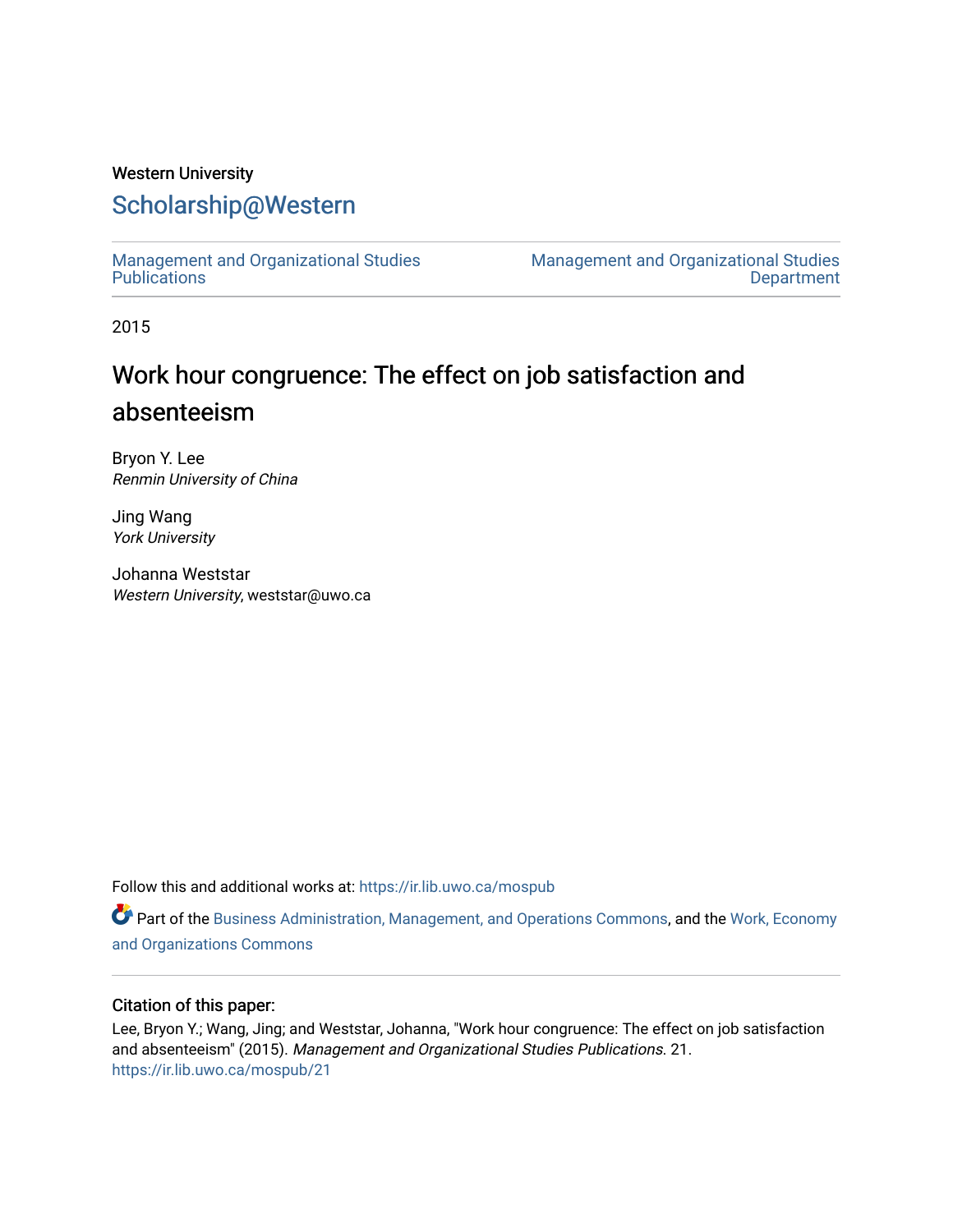Western University

# Scholarship@Western

Management and Organizational Studies Publications

Management and Organizational Studies Department

2015

## Work hour congruence: The effect on job satisfaction and absenteeism

Bryon Y. Lee
*Renmin University of China*

Jing Wang
*York University*

Johanna Weststar
*Western University*, weststar@uwo.ca

Follow this and additional works at: https://ir.lib.uwo.ca/mospub

Part of the Business Administration, Management, and Operations Commons, and the Work, Economy and Organizations Commons

### Citation of this paper:

Lee, Bryon Y.; Wang, Jing; and Weststar, Johanna, "Work hour congruence: The effect on job satisfaction and absenteeism" (2015). *Management and Organizational Studies Publications*. 21.
https://ir.lib.uwo.ca/mospub/21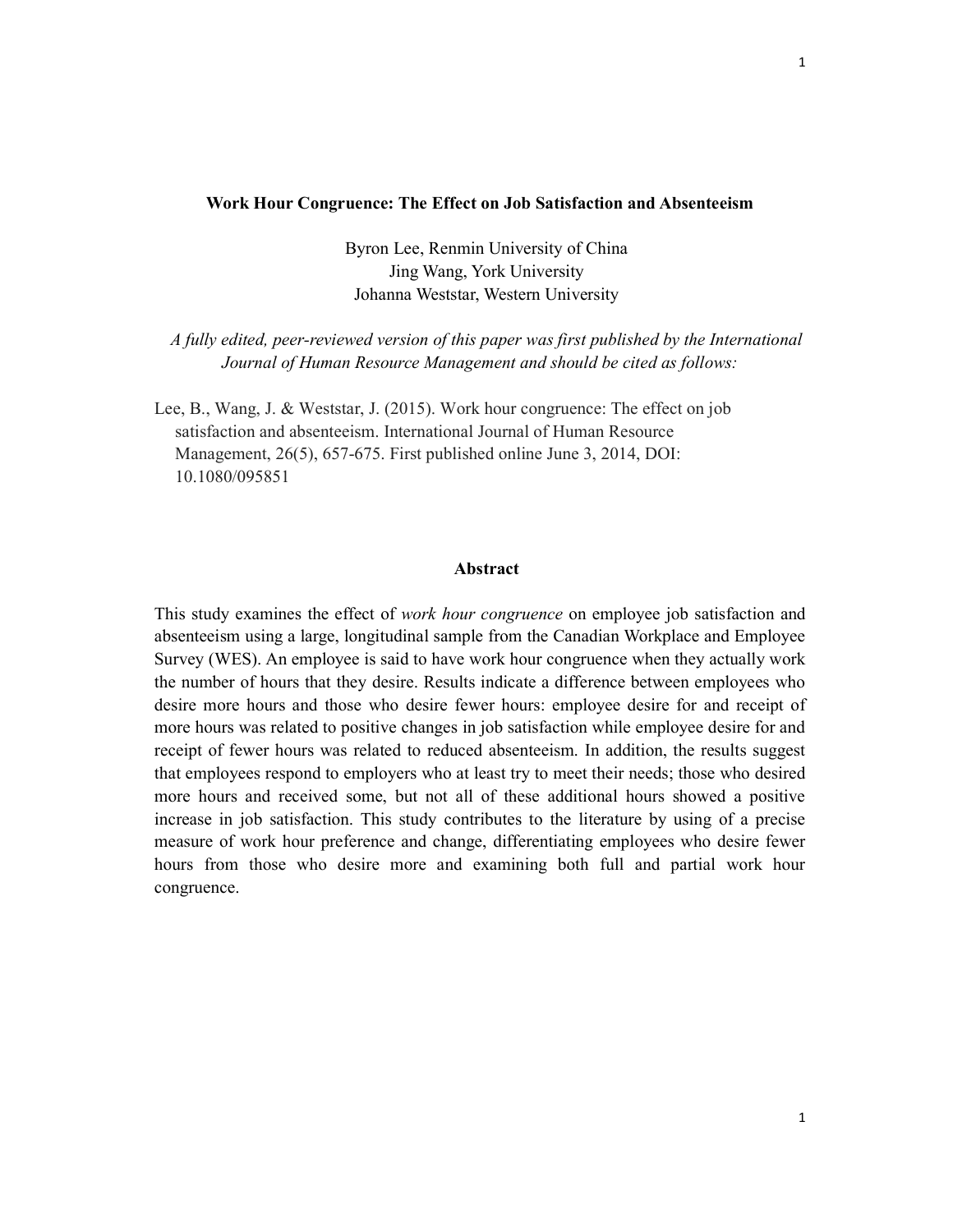**Work Hour Congruence: The Effect on Job Satisfaction and Absenteeism**

Byron Lee, Renmin University of China
Jing Wang, York University
Johanna Weststar, Western University

*A fully edited, peer-reviewed version of this paper was first published by the International Journal of Human Resource Management and should be cited as follows:*

Lee, B., Wang, J. & Weststar, J. (2015). Work hour congruence: The effect on job satisfaction and absenteeism. International Journal of Human Resource Management, 26(5), 657-675. First published online June 3, 2014, DOI: 10.1080/095851

## Abstract

This study examines the effect of *work hour congruence* on employee job satisfaction and absenteeism using a large, longitudinal sample from the Canadian Workplace and Employee Survey (WES). An employee is said to have work hour congruence when they actually work the number of hours that they desire. Results indicate a difference between employees who desire more hours and those who desire fewer hours: employee desire for and receipt of more hours was related to positive changes in job satisfaction while employee desire for and receipt of fewer hours was related to reduced absenteeism. In addition, the results suggest that employees respond to employers who at least try to meet their needs; those who desired more hours and received some, but not all of these additional hours showed a positive increase in job satisfaction. This study contributes to the literature by using of a precise measure of work hour preference and change, differentiating employees who desire fewer hours from those who desire more and examining both full and partial work hour congruence.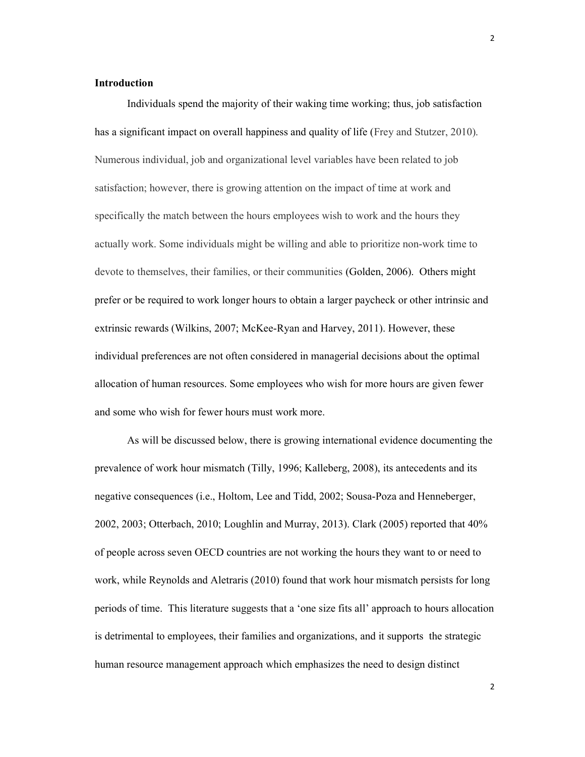## Introduction

Individuals spend the majority of their waking time working; thus, job satisfaction has a significant impact on overall happiness and quality of life (Frey and Stutzer, 2010). Numerous individual, job and organizational level variables have been related to job satisfaction; however, there is growing attention on the impact of time at work and specifically the match between the hours employees wish to work and the hours they actually work. Some individuals might be willing and able to prioritize non-work time to devote to themselves, their families, or their communities (Golden, 2006). Others might prefer or be required to work longer hours to obtain a larger paycheck or other intrinsic and extrinsic rewards (Wilkins, 2007; McKee-Ryan and Harvey, 2011). However, these individual preferences are not often considered in managerial decisions about the optimal allocation of human resources. Some employees who wish for more hours are given fewer and some who wish for fewer hours must work more.

As will be discussed below, there is growing international evidence documenting the prevalence of work hour mismatch (Tilly, 1996; Kalleberg, 2008), its antecedents and its negative consequences (i.e., Holtom, Lee and Tidd, 2002; Sousa-Poza and Henneberger, 2002, 2003; Otterbach, 2010; Loughlin and Murray, 2013). Clark (2005) reported that 40% of people across seven OECD countries are not working the hours they want to or need to work, while Reynolds and Aletraris (2010) found that work hour mismatch persists for long periods of time. This literature suggests that a 'one size fits all' approach to hours allocation is detrimental to employees, their families and organizations, and it supports the strategic human resource management approach which emphasizes the need to design distinct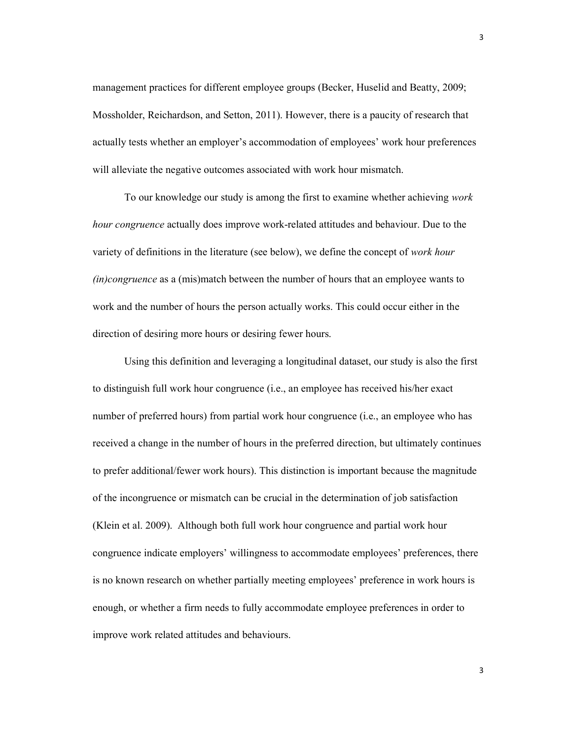management practices for different employee groups (Becker, Huselid and Beatty, 2009; Mossholder, Reichardson, and Setton, 2011). However, there is a paucity of research that actually tests whether an employer's accommodation of employees' work hour preferences will alleviate the negative outcomes associated with work hour mismatch.

To our knowledge our study is among the first to examine whether achieving *work hour congruence* actually does improve work-related attitudes and behaviour. Due to the variety of definitions in the literature (see below), we define the concept of *work hour (in)congruence* as a (mis)match between the number of hours that an employee wants to work and the number of hours the person actually works. This could occur either in the direction of desiring more hours or desiring fewer hours.

Using this definition and leveraging a longitudinal dataset, our study is also the first to distinguish full work hour congruence (i.e., an employee has received his/her exact number of preferred hours) from partial work hour congruence (i.e., an employee who has received a change in the number of hours in the preferred direction, but ultimately continues to prefer additional/fewer work hours). This distinction is important because the magnitude of the incongruence or mismatch can be crucial in the determination of job satisfaction (Klein et al. 2009). Although both full work hour congruence and partial work hour congruence indicate employers' willingness to accommodate employees' preferences, there is no known research on whether partially meeting employees' preference in work hours is enough, or whether a firm needs to fully accommodate employee preferences in order to improve work related attitudes and behaviours.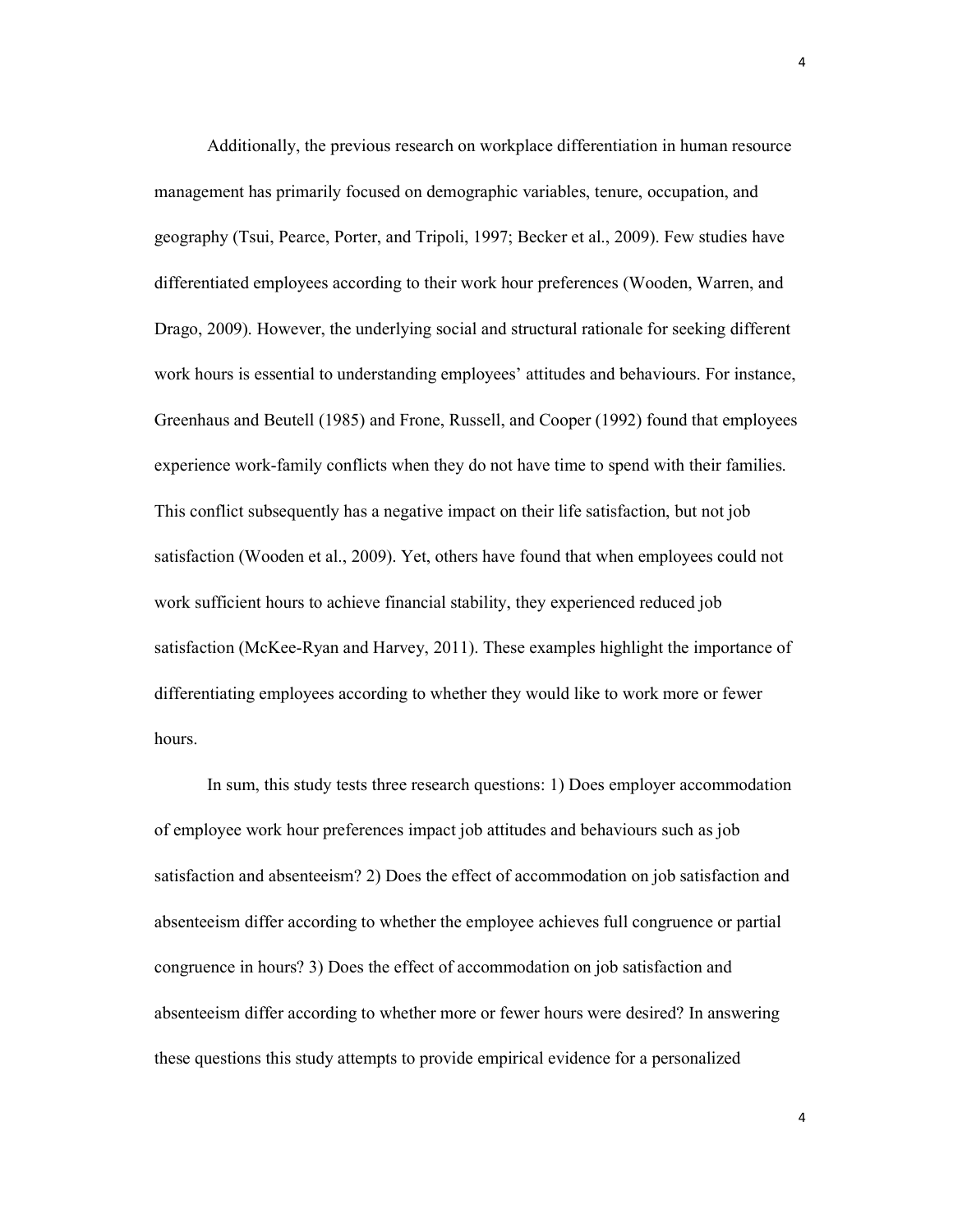Additionally, the previous research on workplace differentiation in human resource management has primarily focused on demographic variables, tenure, occupation, and geography (Tsui, Pearce, Porter, and Tripoli, 1997; Becker et al., 2009). Few studies have differentiated employees according to their work hour preferences (Wooden, Warren, and Drago, 2009). However, the underlying social and structural rationale for seeking different work hours is essential to understanding employees' attitudes and behaviours. For instance, Greenhaus and Beutell (1985) and Frone, Russell, and Cooper (1992) found that employees experience work-family conflicts when they do not have time to spend with their families. This conflict subsequently has a negative impact on their life satisfaction, but not job satisfaction (Wooden et al., 2009). Yet, others have found that when employees could not work sufficient hours to achieve financial stability, they experienced reduced job satisfaction (McKee-Ryan and Harvey, 2011). These examples highlight the importance of differentiating employees according to whether they would like to work more or fewer hours.

In sum, this study tests three research questions: 1) Does employer accommodation of employee work hour preferences impact job attitudes and behaviours such as job satisfaction and absenteeism? 2) Does the effect of accommodation on job satisfaction and absenteeism differ according to whether the employee achieves full congruence or partial congruence in hours? 3) Does the effect of accommodation on job satisfaction and absenteeism differ according to whether more or fewer hours were desired? In answering these questions this study attempts to provide empirical evidence for a personalized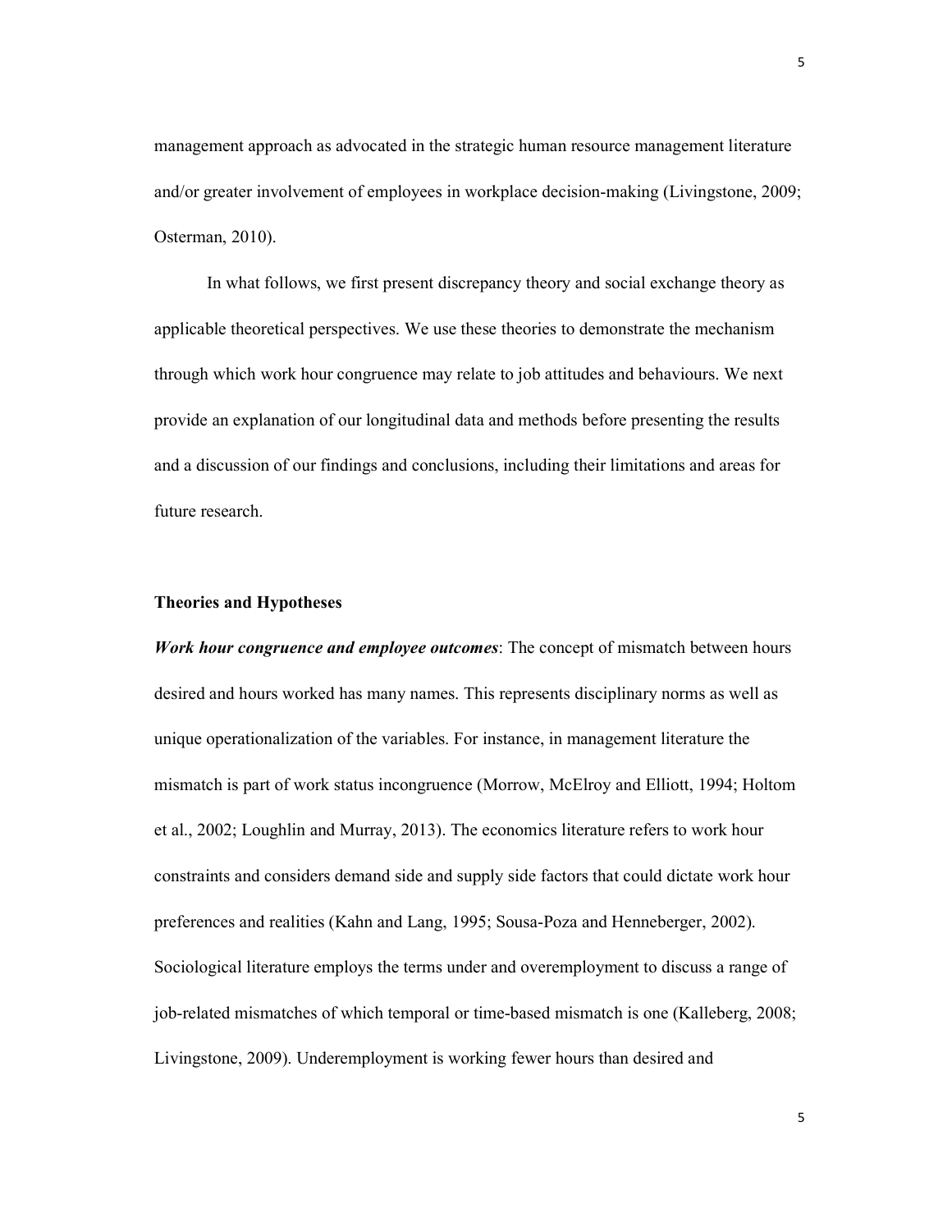management approach as advocated in the strategic human resource management literature and/or greater involvement of employees in workplace decision-making (Livingstone, 2009; Osterman, 2010).

In what follows, we first present discrepancy theory and social exchange theory as applicable theoretical perspectives. We use these theories to demonstrate the mechanism through which work hour congruence may relate to job attitudes and behaviours. We next provide an explanation of our longitudinal data and methods before presenting the results and a discussion of our findings and conclusions, including their limitations and areas for future research.

## Theories and Hypotheses

***Work hour congruence and employee outcomes***: The concept of mismatch between hours desired and hours worked has many names. This represents disciplinary norms as well as unique operationalization of the variables. For instance, in management literature the mismatch is part of work status incongruence (Morrow, McElroy and Elliott, 1994; Holtom et al., 2002; Loughlin and Murray, 2013). The economics literature refers to work hour constraints and considers demand side and supply side factors that could dictate work hour preferences and realities (Kahn and Lang, 1995; Sousa-Poza and Henneberger, 2002). Sociological literature employs the terms under and overemployment to discuss a range of job-related mismatches of which temporal or time-based mismatch is one (Kalleberg, 2008; Livingstone, 2009). Underemployment is working fewer hours than desired and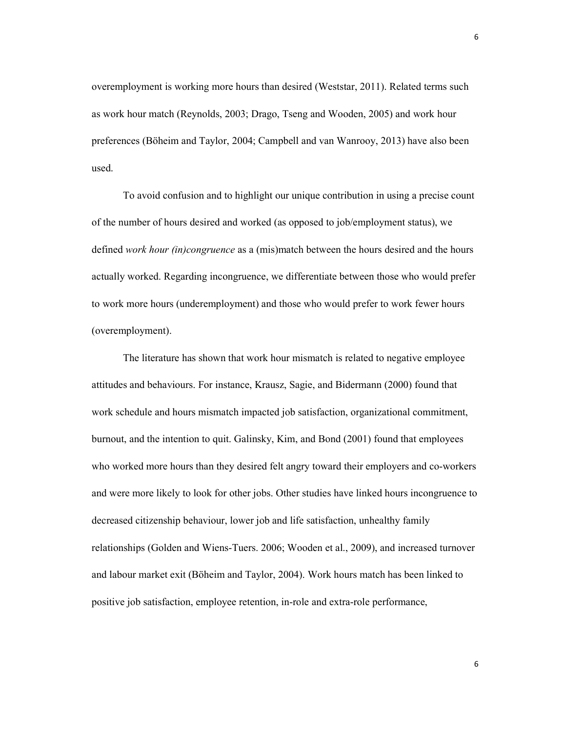overemployment is working more hours than desired (Weststar, 2011). Related terms such as work hour match (Reynolds, 2003; Drago, Tseng and Wooden, 2005) and work hour preferences (Böheim and Taylor, 2004; Campbell and van Wanrooy, 2013) have also been used.

To avoid confusion and to highlight our unique contribution in using a precise count of the number of hours desired and worked (as opposed to job/employment status), we defined *work hour (in)congruence* as a (mis)match between the hours desired and the hours actually worked. Regarding incongruence, we differentiate between those who would prefer to work more hours (underemployment) and those who would prefer to work fewer hours (overemployment).

The literature has shown that work hour mismatch is related to negative employee attitudes and behaviours. For instance, Krausz, Sagie, and Bidermann (2000) found that work schedule and hours mismatch impacted job satisfaction, organizational commitment, burnout, and the intention to quit. Galinsky, Kim, and Bond (2001) found that employees who worked more hours than they desired felt angry toward their employers and co-workers and were more likely to look for other jobs. Other studies have linked hours incongruence to decreased citizenship behaviour, lower job and life satisfaction, unhealthy family relationships (Golden and Wiens-Tuers. 2006; Wooden et al., 2009), and increased turnover and labour market exit (Böheim and Taylor, 2004). Work hours match has been linked to positive job satisfaction, employee retention, in-role and extra-role performance,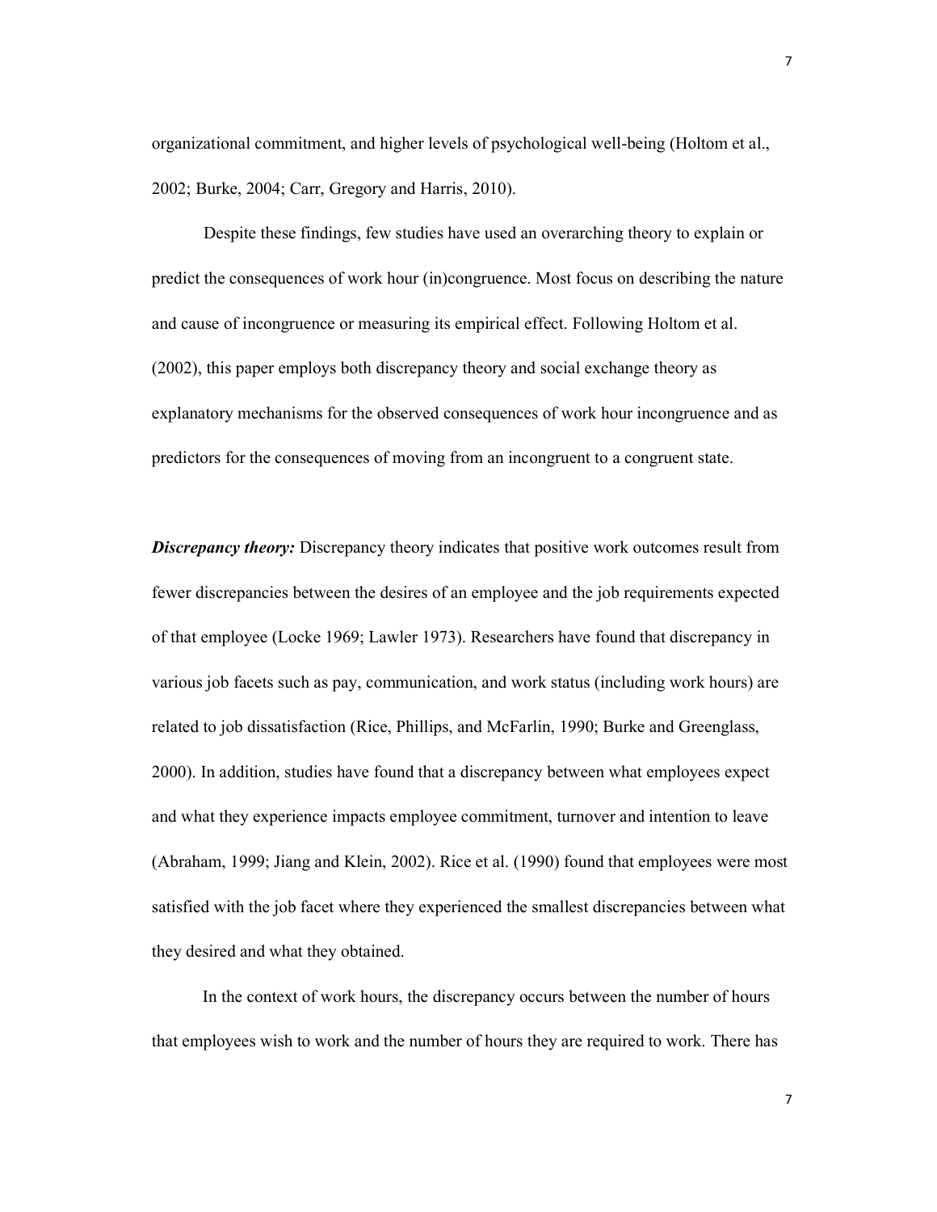organizational commitment, and higher levels of psychological well-being (Holtom et al., 2002; Burke, 2004; Carr, Gregory and Harris, 2010).

Despite these findings, few studies have used an overarching theory to explain or predict the consequences of work hour (in)congruence. Most focus on describing the nature and cause of incongruence or measuring its empirical effect. Following Holtom et al. (2002), this paper employs both discrepancy theory and social exchange theory as explanatory mechanisms for the observed consequences of work hour incongruence and as predictors for the consequences of moving from an incongruent to a congruent state.

***Discrepancy theory:*** Discrepancy theory indicates that positive work outcomes result from fewer discrepancies between the desires of an employee and the job requirements expected of that employee (Locke 1969; Lawler 1973). Researchers have found that discrepancy in various job facets such as pay, communication, and work status (including work hours) are related to job dissatisfaction (Rice, Phillips, and McFarlin, 1990; Burke and Greenglass, 2000). In addition, studies have found that a discrepancy between what employees expect and what they experience impacts employee commitment, turnover and intention to leave (Abraham, 1999; Jiang and Klein, 2002). Rice et al. (1990) found that employees were most satisfied with the job facet where they experienced the smallest discrepancies between what they desired and what they obtained.

In the context of work hours, the discrepancy occurs between the number of hours that employees wish to work and the number of hours they are required to work. There has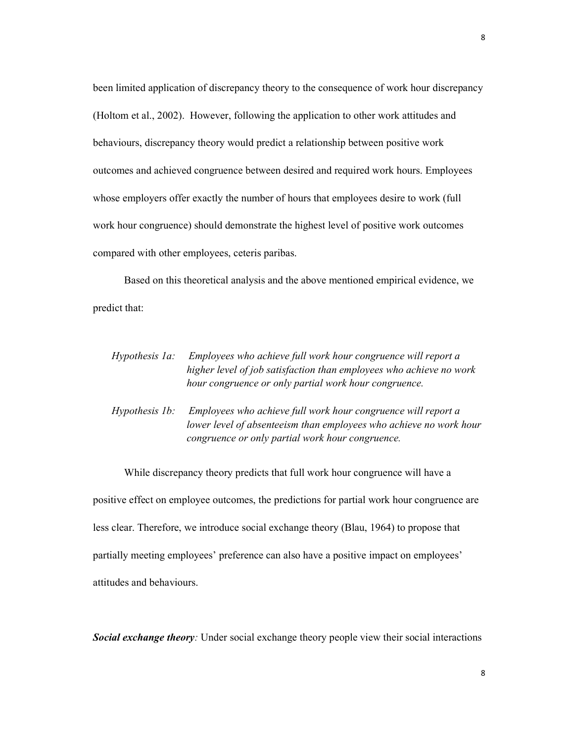been limited application of discrepancy theory to the consequence of work hour discrepancy (Holtom et al., 2002). However, following the application to other work attitudes and behaviours, discrepancy theory would predict a relationship between positive work outcomes and achieved congruence between desired and required work hours. Employees whose employers offer exactly the number of hours that employees desire to work (full work hour congruence) should demonstrate the highest level of positive work outcomes compared with other employees, ceteris paribas.

Based on this theoretical analysis and the above mentioned empirical evidence, we predict that:

*Hypothesis 1a:* *Employees who achieve full work hour congruence will report a higher level of job satisfaction than employees who achieve no work hour congruence or only partial work hour congruence.*

*Hypothesis 1b:* *Employees who achieve full work hour congruence will report a lower level of absenteeism than employees who achieve no work hour congruence or only partial work hour congruence.*

While discrepancy theory predicts that full work hour congruence will have a positive effect on employee outcomes, the predictions for partial work hour congruence are less clear. Therefore, we introduce social exchange theory (Blau, 1964) to propose that partially meeting employees' preference can also have a positive impact on employees' attitudes and behaviours.

***Social exchange theory****:* Under social exchange theory people view their social interactions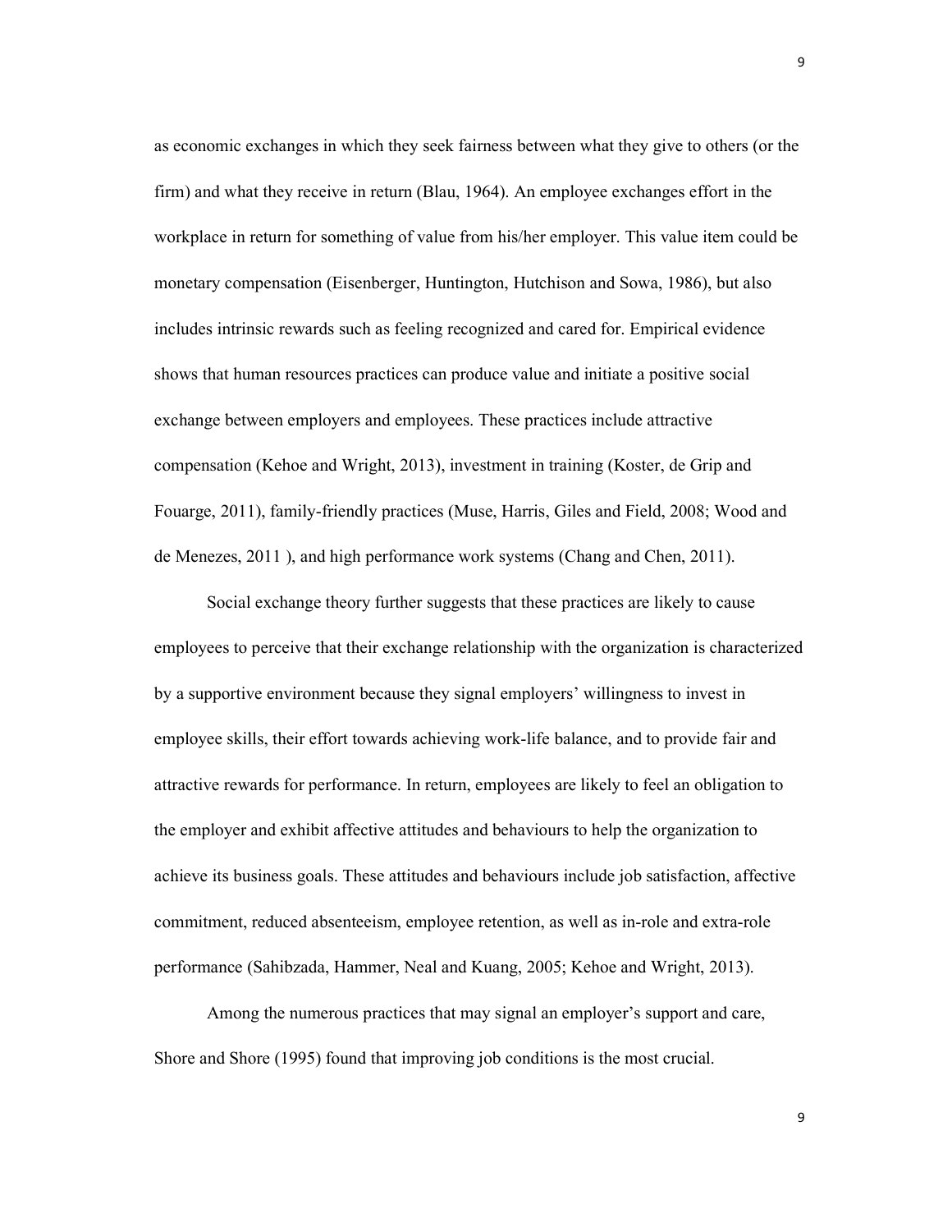as economic exchanges in which they seek fairness between what they give to others (or the firm) and what they receive in return (Blau, 1964). An employee exchanges effort in the workplace in return for something of value from his/her employer. This value item could be monetary compensation (Eisenberger, Huntington, Hutchison and Sowa, 1986), but also includes intrinsic rewards such as feeling recognized and cared for. Empirical evidence shows that human resources practices can produce value and initiate a positive social exchange between employers and employees. These practices include attractive compensation (Kehoe and Wright, 2013), investment in training (Koster, de Grip and Fouarge, 2011), family-friendly practices (Muse, Harris, Giles and Field, 2008; Wood and de Menezes, 2011 ), and high performance work systems (Chang and Chen, 2011).

Social exchange theory further suggests that these practices are likely to cause employees to perceive that their exchange relationship with the organization is characterized by a supportive environment because they signal employers' willingness to invest in employee skills, their effort towards achieving work-life balance, and to provide fair and attractive rewards for performance. In return, employees are likely to feel an obligation to the employer and exhibit affective attitudes and behaviours to help the organization to achieve its business goals. These attitudes and behaviours include job satisfaction, affective commitment, reduced absenteeism, employee retention, as well as in-role and extra-role performance (Sahibzada, Hammer, Neal and Kuang, 2005; Kehoe and Wright, 2013).

Among the numerous practices that may signal an employer's support and care, Shore and Shore (1995) found that improving job conditions is the most crucial.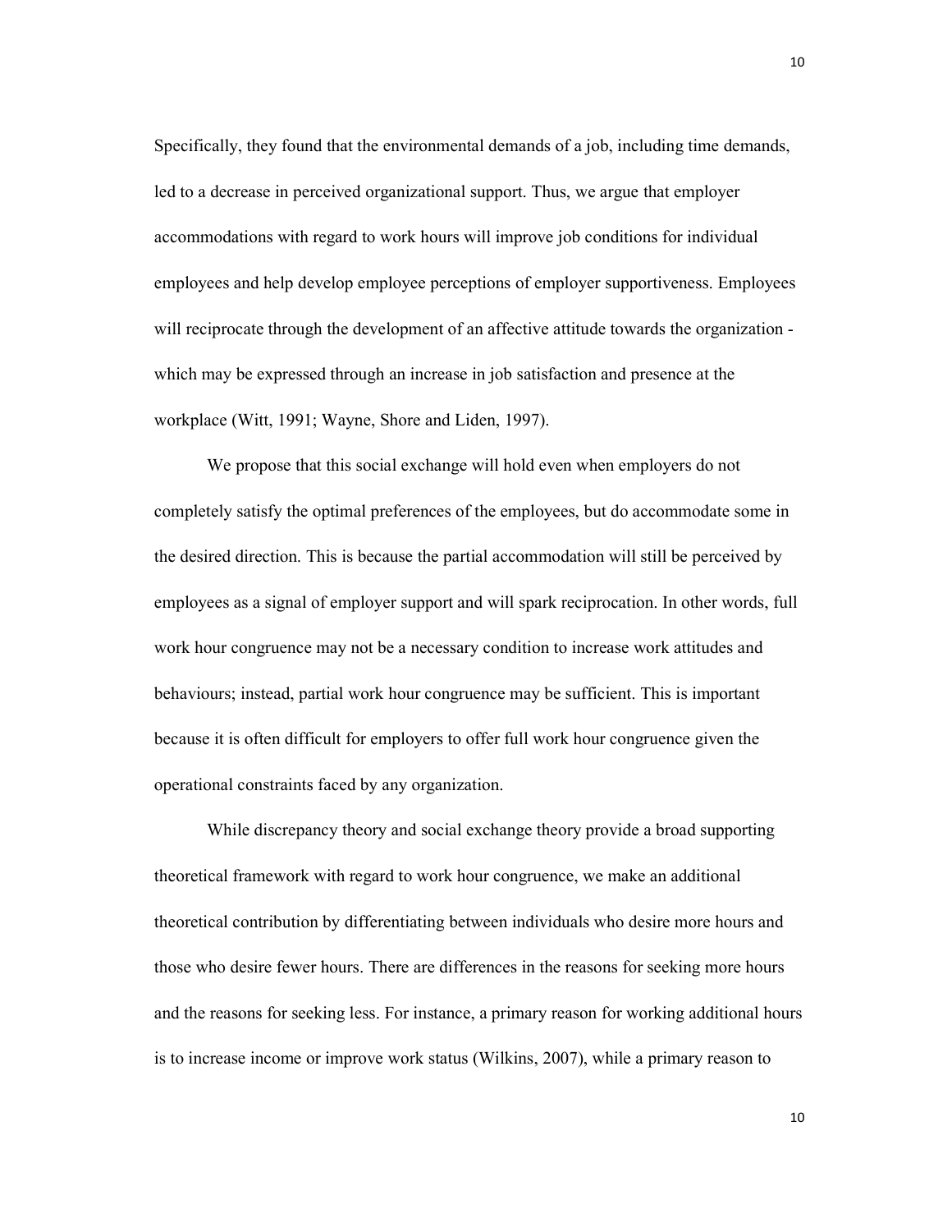Specifically, they found that the environmental demands of a job, including time demands, led to a decrease in perceived organizational support. Thus, we argue that employer accommodations with regard to work hours will improve job conditions for individual employees and help develop employee perceptions of employer supportiveness. Employees will reciprocate through the development of an affective attitude towards the organization - which may be expressed through an increase in job satisfaction and presence at the workplace (Witt, 1991; Wayne, Shore and Liden, 1997).

We propose that this social exchange will hold even when employers do not completely satisfy the optimal preferences of the employees, but do accommodate some in the desired direction. This is because the partial accommodation will still be perceived by employees as a signal of employer support and will spark reciprocation. In other words, full work hour congruence may not be a necessary condition to increase work attitudes and behaviours; instead, partial work hour congruence may be sufficient. This is important because it is often difficult for employers to offer full work hour congruence given the operational constraints faced by any organization.

While discrepancy theory and social exchange theory provide a broad supporting theoretical framework with regard to work hour congruence, we make an additional theoretical contribution by differentiating between individuals who desire more hours and those who desire fewer hours. There are differences in the reasons for seeking more hours and the reasons for seeking less. For instance, a primary reason for working additional hours is to increase income or improve work status (Wilkins, 2007), while a primary reason to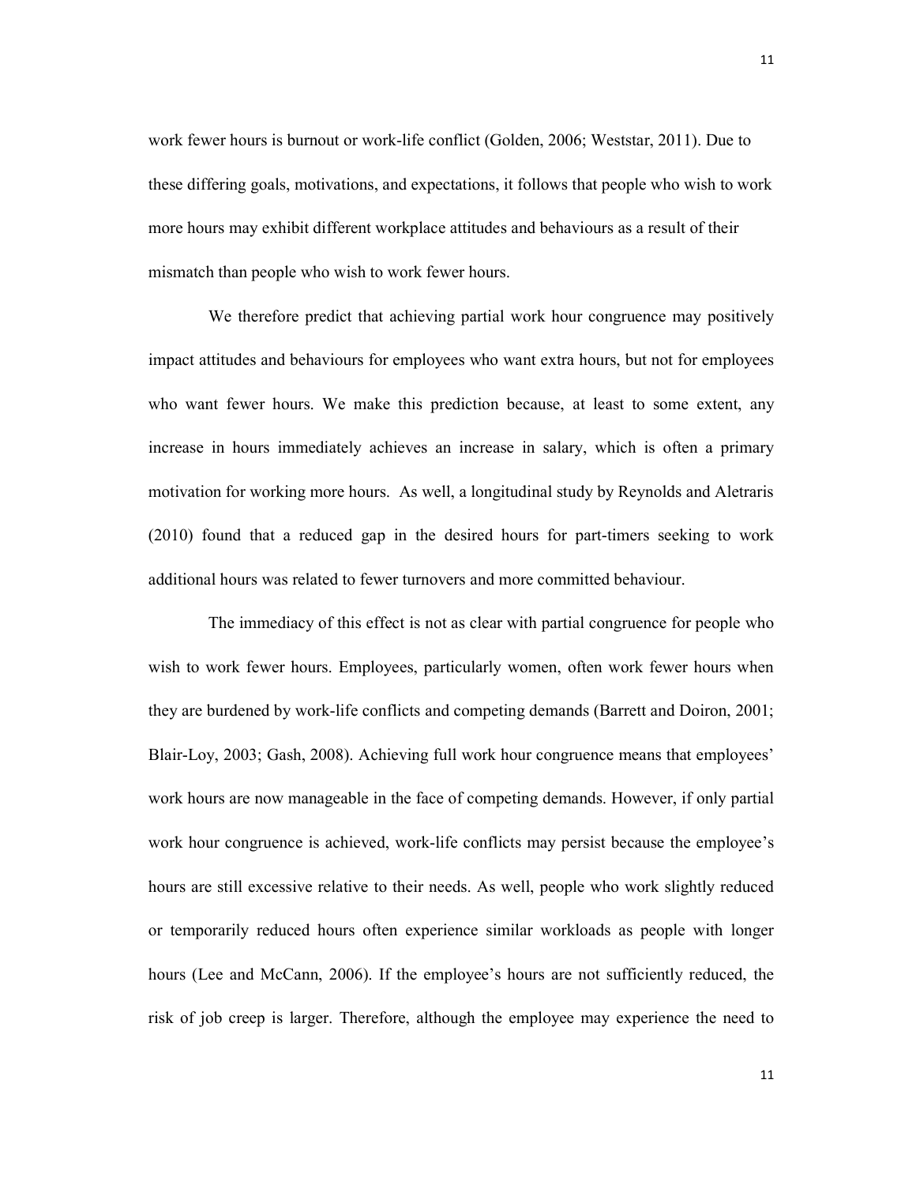work fewer hours is burnout or work-life conflict (Golden, 2006; Weststar, 2011). Due to these differing goals, motivations, and expectations, it follows that people who wish to work more hours may exhibit different workplace attitudes and behaviours as a result of their mismatch than people who wish to work fewer hours.

We therefore predict that achieving partial work hour congruence may positively impact attitudes and behaviours for employees who want extra hours, but not for employees who want fewer hours. We make this prediction because, at least to some extent, any increase in hours immediately achieves an increase in salary, which is often a primary motivation for working more hours. As well, a longitudinal study by Reynolds and Aletraris (2010) found that a reduced gap in the desired hours for part-timers seeking to work additional hours was related to fewer turnovers and more committed behaviour.

The immediacy of this effect is not as clear with partial congruence for people who wish to work fewer hours. Employees, particularly women, often work fewer hours when they are burdened by work-life conflicts and competing demands (Barrett and Doiron, 2001; Blair-Loy, 2003; Gash, 2008). Achieving full work hour congruence means that employees' work hours are now manageable in the face of competing demands. However, if only partial work hour congruence is achieved, work-life conflicts may persist because the employee's hours are still excessive relative to their needs. As well, people who work slightly reduced or temporarily reduced hours often experience similar workloads as people with longer hours (Lee and McCann, 2006). If the employee's hours are not sufficiently reduced, the risk of job creep is larger. Therefore, although the employee may experience the need to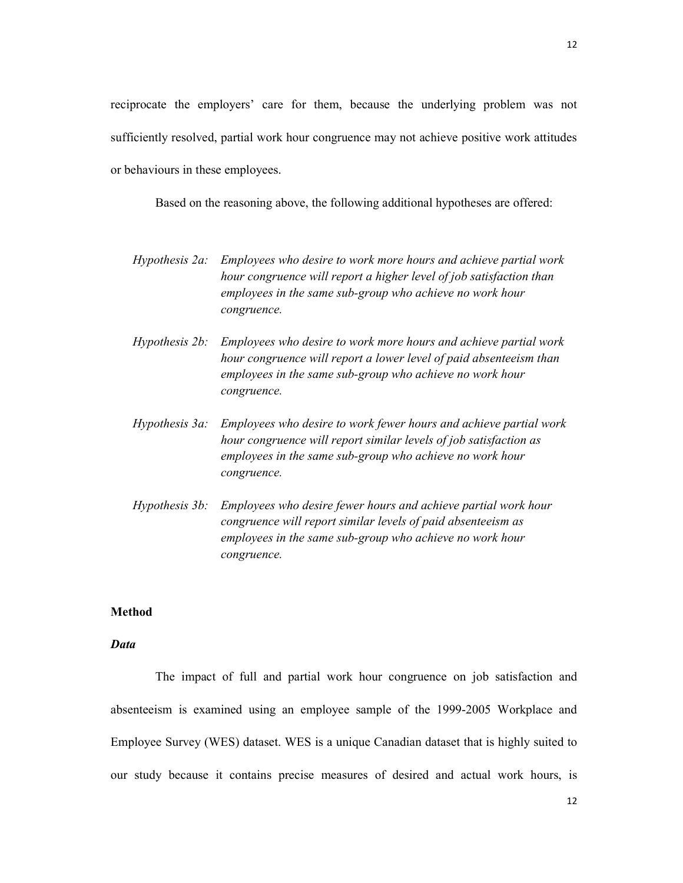reciprocate the employers' care for them, because the underlying problem was not sufficiently resolved, partial work hour congruence may not achieve positive work attitudes or behaviours in these employees.

Based on the reasoning above, the following additional hypotheses are offered:

*Hypothesis 2a: Employees who desire to work more hours and achieve partial work hour congruence will report a higher level of job satisfaction than employees in the same sub-group who achieve no work hour congruence.*

*Hypothesis 2b: Employees who desire to work more hours and achieve partial work hour congruence will report a lower level of paid absenteeism than employees in the same sub-group who achieve no work hour congruence.*

*Hypothesis 3a: Employees who desire to work fewer hours and achieve partial work hour congruence will report similar levels of job satisfaction as employees in the same sub-group who achieve no work hour congruence.*

*Hypothesis 3b: Employees who desire fewer hours and achieve partial work hour congruence will report similar levels of paid absenteeism as employees in the same sub-group who achieve no work hour congruence.*

## Method

### *Data*

The impact of full and partial work hour congruence on job satisfaction and absenteeism is examined using an employee sample of the 1999-2005 Workplace and Employee Survey (WES) dataset. WES is a unique Canadian dataset that is highly suited to our study because it contains precise measures of desired and actual work hours, is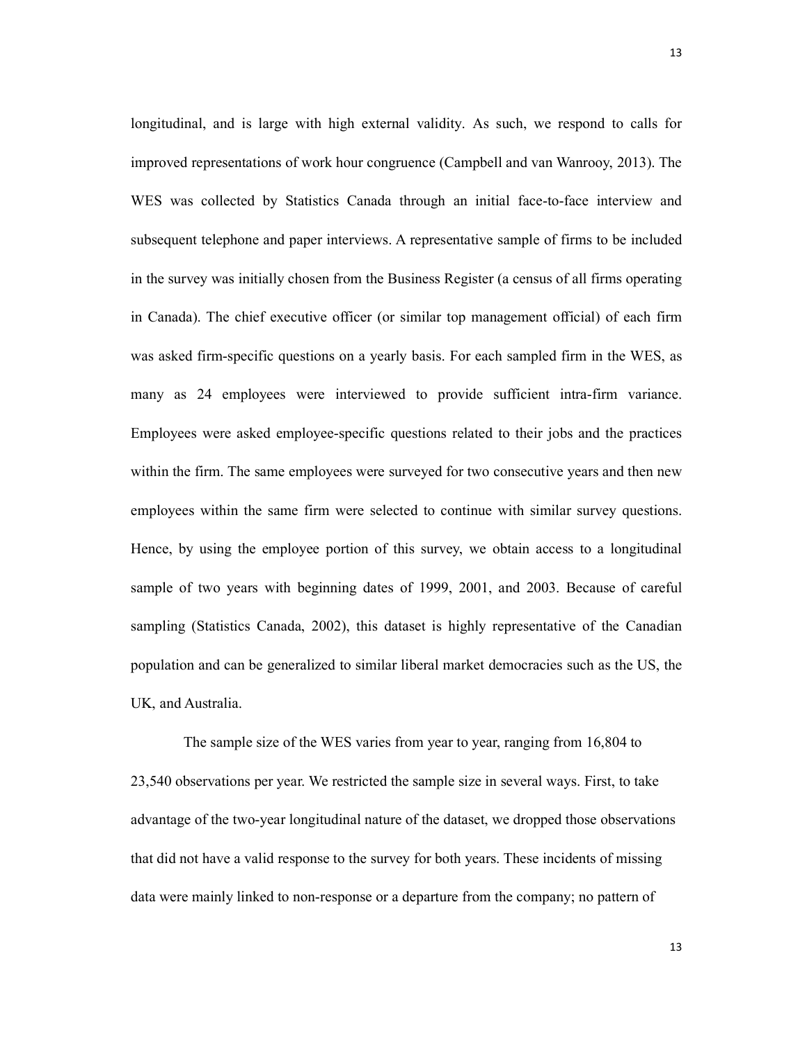longitudinal, and is large with high external validity. As such, we respond to calls for improved representations of work hour congruence (Campbell and van Wanrooy, 2013). The WES was collected by Statistics Canada through an initial face-to-face interview and subsequent telephone and paper interviews. A representative sample of firms to be included in the survey was initially chosen from the Business Register (a census of all firms operating in Canada). The chief executive officer (or similar top management official) of each firm was asked firm-specific questions on a yearly basis. For each sampled firm in the WES, as many as 24 employees were interviewed to provide sufficient intra-firm variance. Employees were asked employee-specific questions related to their jobs and the practices within the firm. The same employees were surveyed for two consecutive years and then new employees within the same firm were selected to continue with similar survey questions. Hence, by using the employee portion of this survey, we obtain access to a longitudinal sample of two years with beginning dates of 1999, 2001, and 2003. Because of careful sampling (Statistics Canada, 2002), this dataset is highly representative of the Canadian population and can be generalized to similar liberal market democracies such as the US, the UK, and Australia.

The sample size of the WES varies from year to year, ranging from 16,804 to 23,540 observations per year. We restricted the sample size in several ways. First, to take advantage of the two-year longitudinal nature of the dataset, we dropped those observations that did not have a valid response to the survey for both years. These incidents of missing data were mainly linked to non-response or a departure from the company; no pattern of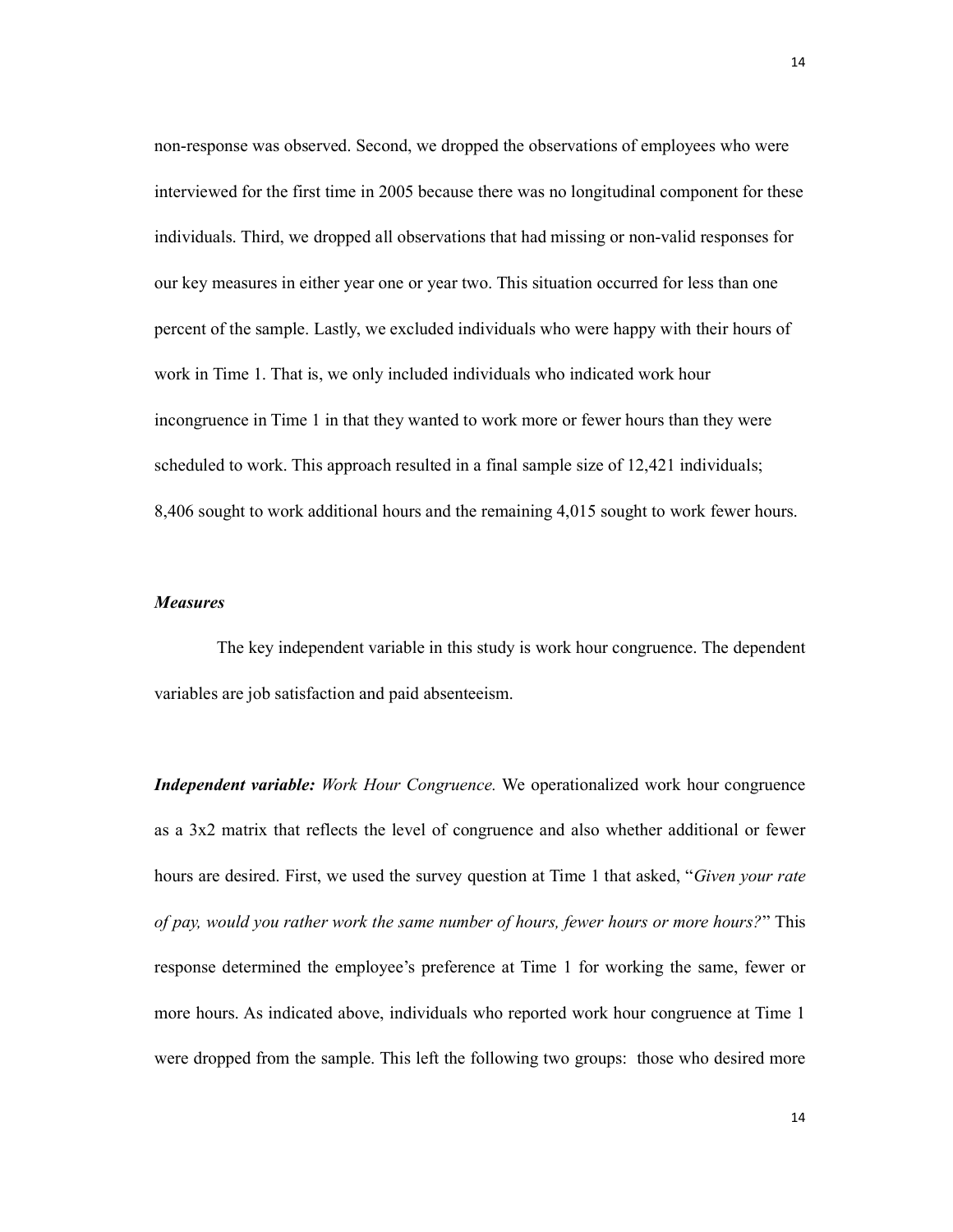non-response was observed. Second, we dropped the observations of employees who were interviewed for the first time in 2005 because there was no longitudinal component for these individuals. Third, we dropped all observations that had missing or non-valid responses for our key measures in either year one or year two. This situation occurred for less than one percent of the sample. Lastly, we excluded individuals who were happy with their hours of work in Time 1. That is, we only included individuals who indicated work hour incongruence in Time 1 in that they wanted to work more or fewer hours than they were scheduled to work. This approach resulted in a final sample size of 12,421 individuals; 8,406 sought to work additional hours and the remaining 4,015 sought to work fewer hours.

### *Measures*

The key independent variable in this study is work hour congruence. The dependent variables are job satisfaction and paid absenteeism.

***Independent variable:*** *Work Hour Congruence.* We operationalized work hour congruence as a 3x2 matrix that reflects the level of congruence and also whether additional or fewer hours are desired. First, we used the survey question at Time 1 that asked, "*Given your rate of pay, would you rather work the same number of hours, fewer hours or more hours?*" This response determined the employee's preference at Time 1 for working the same, fewer or more hours. As indicated above, individuals who reported work hour congruence at Time 1 were dropped from the sample. This left the following two groups: those who desired more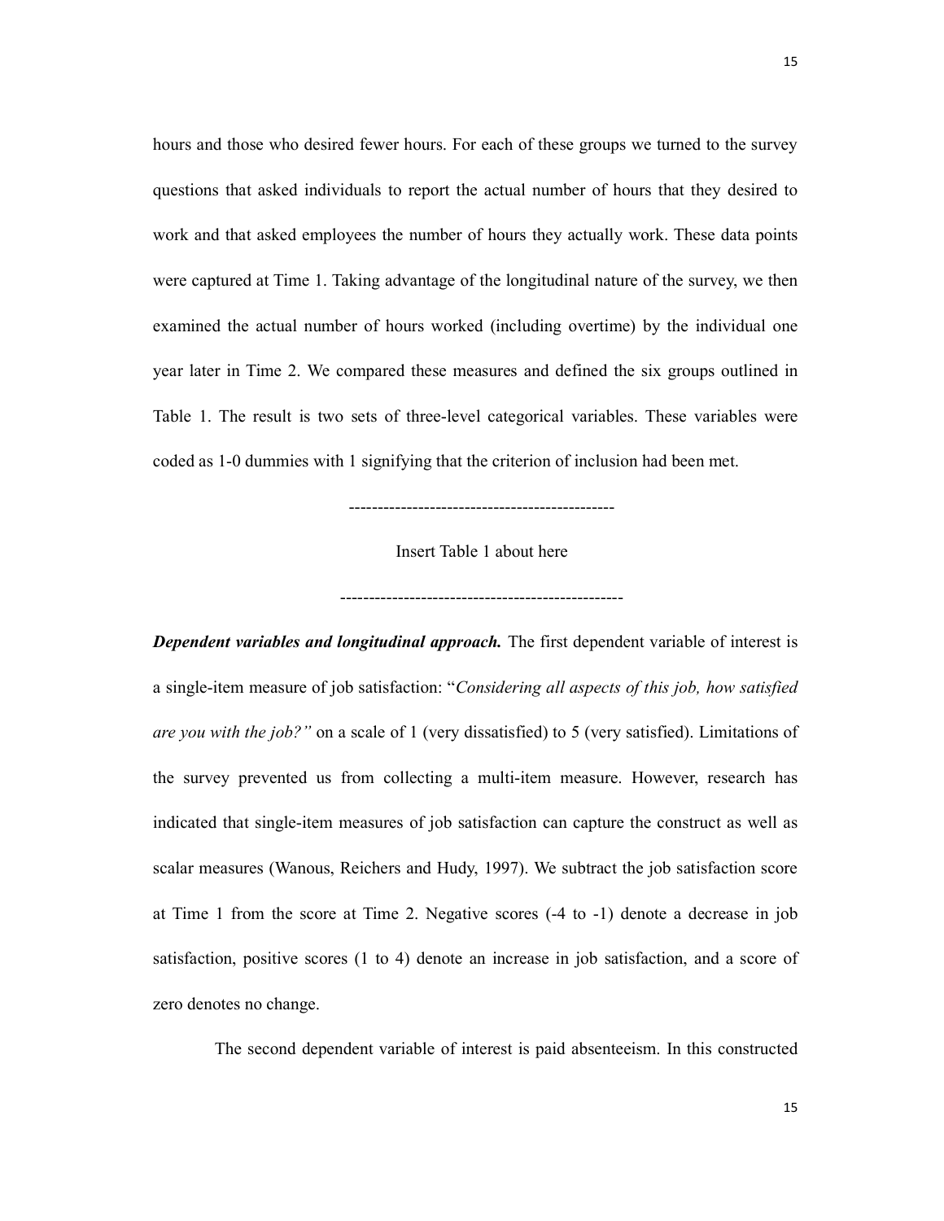hours and those who desired fewer hours. For each of these groups we turned to the survey questions that asked individuals to report the actual number of hours that they desired to work and that asked employees the number of hours they actually work. These data points were captured at Time 1. Taking advantage of the longitudinal nature of the survey, we then examined the actual number of hours worked (including overtime) by the individual one year later in Time 2. We compared these measures and defined the six groups outlined in Table 1. The result is two sets of three-level categorical variables. These variables were coded as 1-0 dummies with 1 signifying that the criterion of inclusion had been met.

----------------------------------------------

Insert Table 1 about here

-------------------------------------------------

***Dependent variables and longitudinal approach.*** The first dependent variable of interest is a single-item measure of job satisfaction: "*Considering all aspects of this job, how satisfied are you with the job?"* on a scale of 1 (very dissatisfied) to 5 (very satisfied). Limitations of the survey prevented us from collecting a multi-item measure. However, research has indicated that single-item measures of job satisfaction can capture the construct as well as scalar measures (Wanous, Reichers and Hudy, 1997). We subtract the job satisfaction score at Time 1 from the score at Time 2. Negative scores (-4 to -1) denote a decrease in job satisfaction, positive scores (1 to 4) denote an increase in job satisfaction, and a score of zero denotes no change.

The second dependent variable of interest is paid absenteeism. In this constructed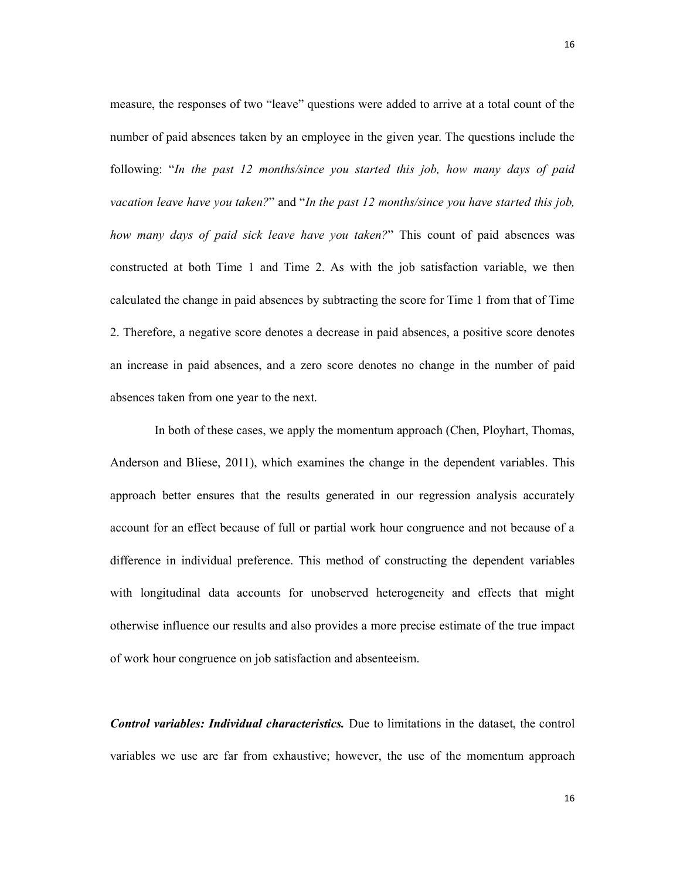measure, the responses of two "leave" questions were added to arrive at a total count of the number of paid absences taken by an employee in the given year. The questions include the following: "*In the past 12 months/since you started this job, how many days of paid vacation leave have you taken?*" and "*In the past 12 months/since you have started this job, how many days of paid sick leave have you taken?*" This count of paid absences was constructed at both Time 1 and Time 2. As with the job satisfaction variable, we then calculated the change in paid absences by subtracting the score for Time 1 from that of Time 2. Therefore, a negative score denotes a decrease in paid absences, a positive score denotes an increase in paid absences, and a zero score denotes no change in the number of paid absences taken from one year to the next.

In both of these cases, we apply the momentum approach (Chen, Ployhart, Thomas, Anderson and Bliese, 2011), which examines the change in the dependent variables. This approach better ensures that the results generated in our regression analysis accurately account for an effect because of full or partial work hour congruence and not because of a difference in individual preference. This method of constructing the dependent variables with longitudinal data accounts for unobserved heterogeneity and effects that might otherwise influence our results and also provides a more precise estimate of the true impact of work hour congruence on job satisfaction and absenteeism.

***Control variables: Individual characteristics.*** Due to limitations in the dataset, the control variables we use are far from exhaustive; however, the use of the momentum approach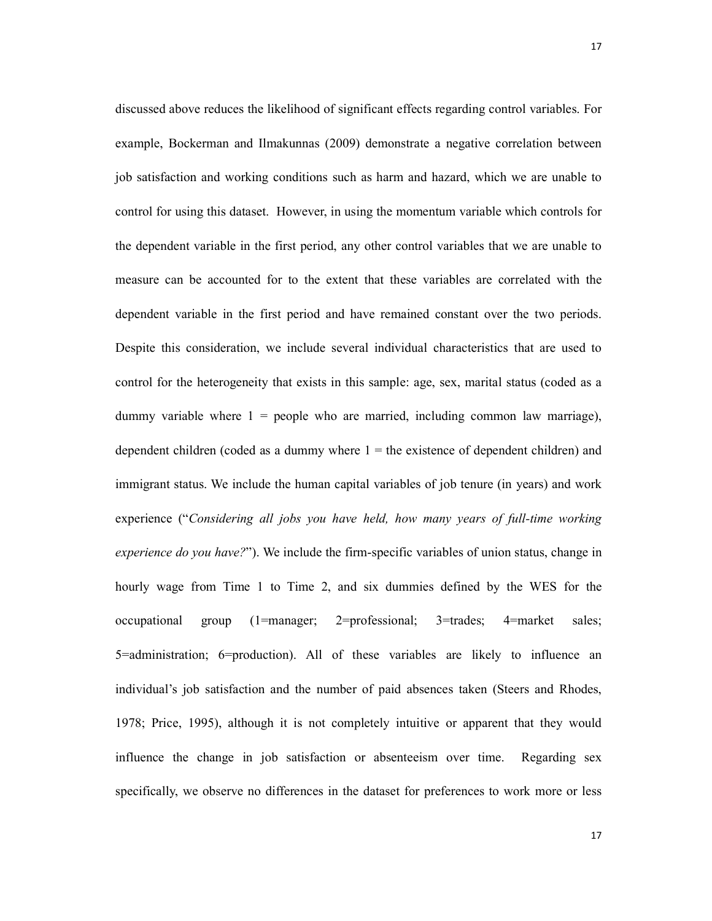discussed above reduces the likelihood of significant effects regarding control variables. For example, Bockerman and Ilmakunnas (2009) demonstrate a negative correlation between job satisfaction and working conditions such as harm and hazard, which we are unable to control for using this dataset. However, in using the momentum variable which controls for the dependent variable in the first period, any other control variables that we are unable to measure can be accounted for to the extent that these variables are correlated with the dependent variable in the first period and have remained constant over the two periods. Despite this consideration, we include several individual characteristics that are used to control for the heterogeneity that exists in this sample: age, sex, marital status (coded as a dummy variable where 1 = people who are married, including common law marriage), dependent children (coded as a dummy where 1 = the existence of dependent children) and immigrant status. We include the human capital variables of job tenure (in years) and work experience ("*Considering all jobs you have held, how many years of full-time working experience do you have?*"). We include the firm-specific variables of union status, change in hourly wage from Time 1 to Time 2, and six dummies defined by the WES for the occupational group (1=manager; 2=professional; 3=trades; 4=market sales; 5=administration; 6=production). All of these variables are likely to influence an individual's job satisfaction and the number of paid absences taken (Steers and Rhodes, 1978; Price, 1995), although it is not completely intuitive or apparent that they would influence the change in job satisfaction or absenteeism over time. Regarding sex specifically, we observe no differences in the dataset for preferences to work more or less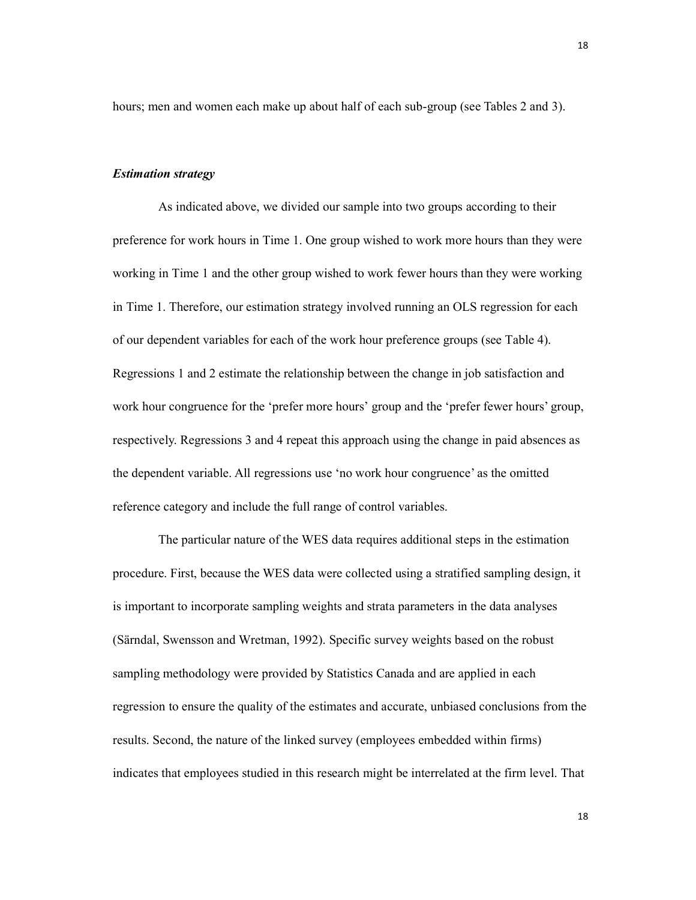hours; men and women each make up about half of each sub-group (see Tables 2 and 3).

***Estimation strategy***

As indicated above, we divided our sample into two groups according to their preference for work hours in Time 1. One group wished to work more hours than they were working in Time 1 and the other group wished to work fewer hours than they were working in Time 1. Therefore, our estimation strategy involved running an OLS regression for each of our dependent variables for each of the work hour preference groups (see Table 4). Regressions 1 and 2 estimate the relationship between the change in job satisfaction and work hour congruence for the 'prefer more hours' group and the 'prefer fewer hours' group, respectively. Regressions 3 and 4 repeat this approach using the change in paid absences as the dependent variable. All regressions use 'no work hour congruence' as the omitted reference category and include the full range of control variables.

The particular nature of the WES data requires additional steps in the estimation procedure. First, because the WES data were collected using a stratified sampling design, it is important to incorporate sampling weights and strata parameters in the data analyses (Särndal, Swensson and Wretman, 1992). Specific survey weights based on the robust sampling methodology were provided by Statistics Canada and are applied in each regression to ensure the quality of the estimates and accurate, unbiased conclusions from the results. Second, the nature of the linked survey (employees embedded within firms) indicates that employees studied in this research might be interrelated at the firm level. That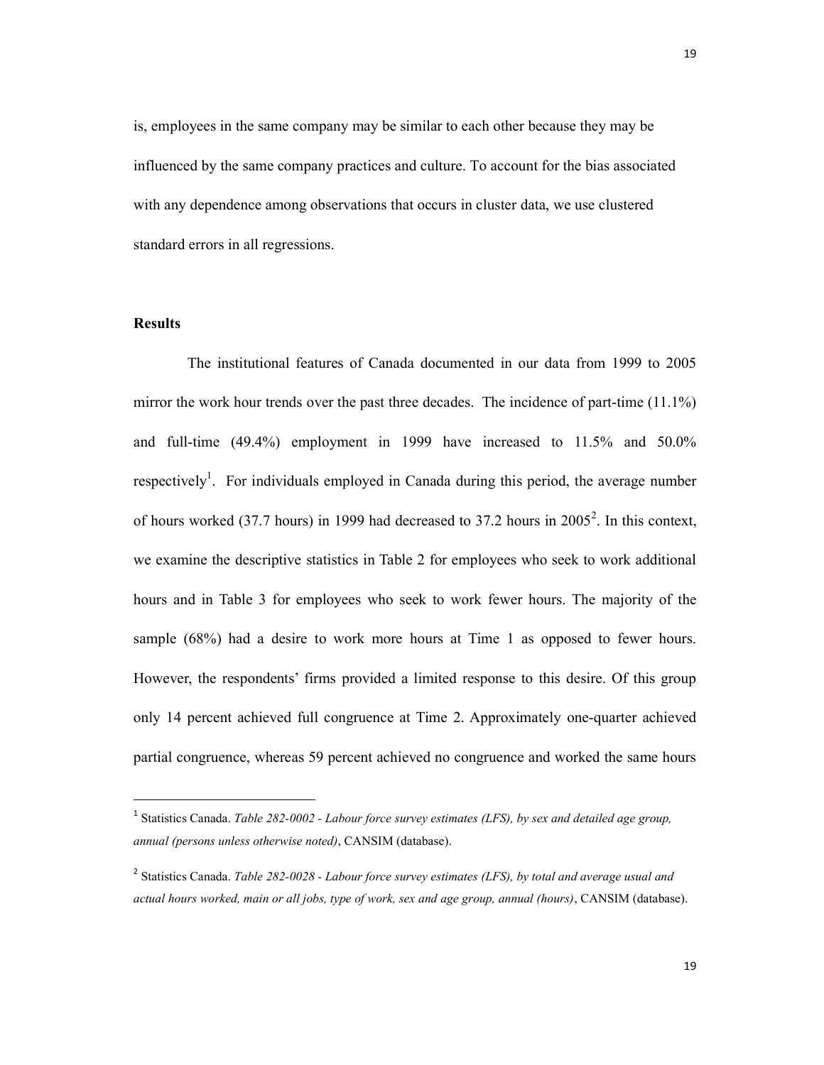is, employees in the same company may be similar to each other because they may be influenced by the same company practices and culture. To account for the bias associated with any dependence among observations that occurs in cluster data, we use clustered standard errors in all regressions.

**Results**

The institutional features of Canada documented in our data from 1999 to 2005 mirror the work hour trends over the past three decades. The incidence of part-time (11.1%) and full-time (49.4%) employment in 1999 have increased to 11.5% and 50.0% respectively[1]. For individuals employed in Canada during this period, the average number of hours worked (37.7 hours) in 1999 had decreased to 37.2 hours in 2005[2]. In this context, we examine the descriptive statistics in Table 2 for employees who seek to work additional hours and in Table 3 for employees who seek to work fewer hours. The majority of the sample (68%) had a desire to work more hours at Time 1 as opposed to fewer hours. However, the respondents' firms provided a limited response to this desire. Of this group only 14 percent achieved full congruence at Time 2. Approximately one-quarter achieved partial congruence, whereas 59 percent achieved no congruence and worked the same hours

---

[1] Statistics Canada. *Table 282-0002 - Labour force survey estimates (LFS), by sex and detailed age group, annual (persons unless otherwise noted)*, CANSIM (database).

[2] Statistics Canada. *Table 282-0028 - Labour force survey estimates (LFS), by total and average usual and actual hours worked, main or all jobs, type of work, sex and age group, annual (hours)*, CANSIM (database).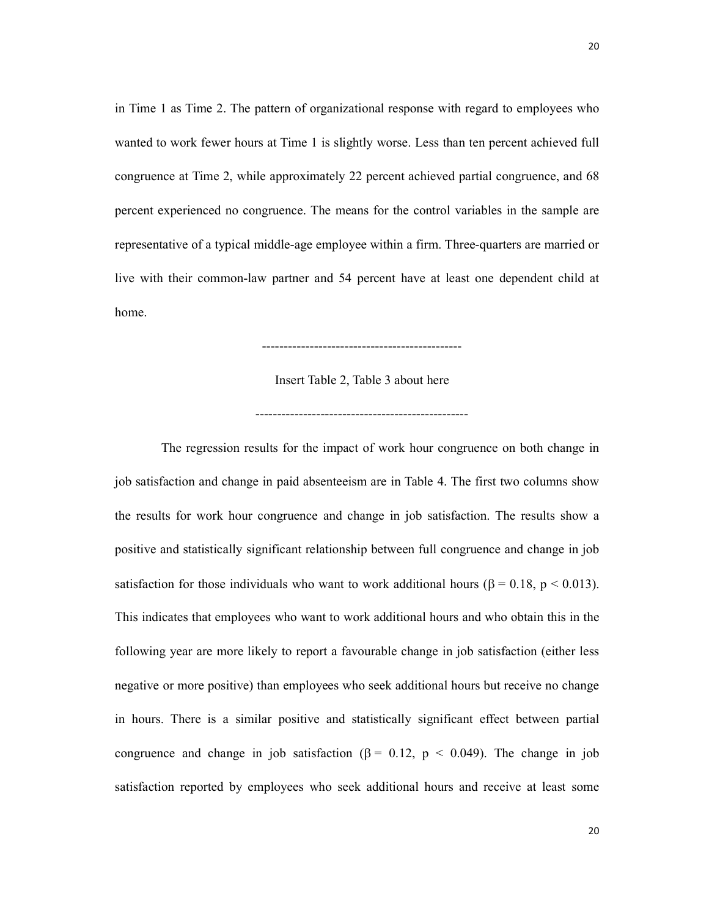in Time 1 as Time 2. The pattern of organizational response with regard to employees who wanted to work fewer hours at Time 1 is slightly worse. Less than ten percent achieved full congruence at Time 2, while approximately 22 percent achieved partial congruence, and 68 percent experienced no congruence. The means for the control variables in the sample are representative of a typical middle-age employee within a firm. Three-quarters are married or live with their common-law partner and 54 percent have at least one dependent child at home.

---------------------------------------------

Insert Table 2, Table 3 about here

------------------------------------------------

The regression results for the impact of work hour congruence on both change in job satisfaction and change in paid absenteeism are in Table 4. The first two columns show the results for work hour congruence and change in job satisfaction. The results show a positive and statistically significant relationship between full congruence and change in job satisfaction for those individuals who want to work additional hours ($\beta = 0.18$, $p < 0.013$). This indicates that employees who want to work additional hours and who obtain this in the following year are more likely to report a favourable change in job satisfaction (either less negative or more positive) than employees who seek additional hours but receive no change in hours. There is a similar positive and statistically significant effect between partial congruence and change in job satisfaction ($\beta = 0.12$, $p < 0.049$). The change in job satisfaction reported by employees who seek additional hours and receive at least some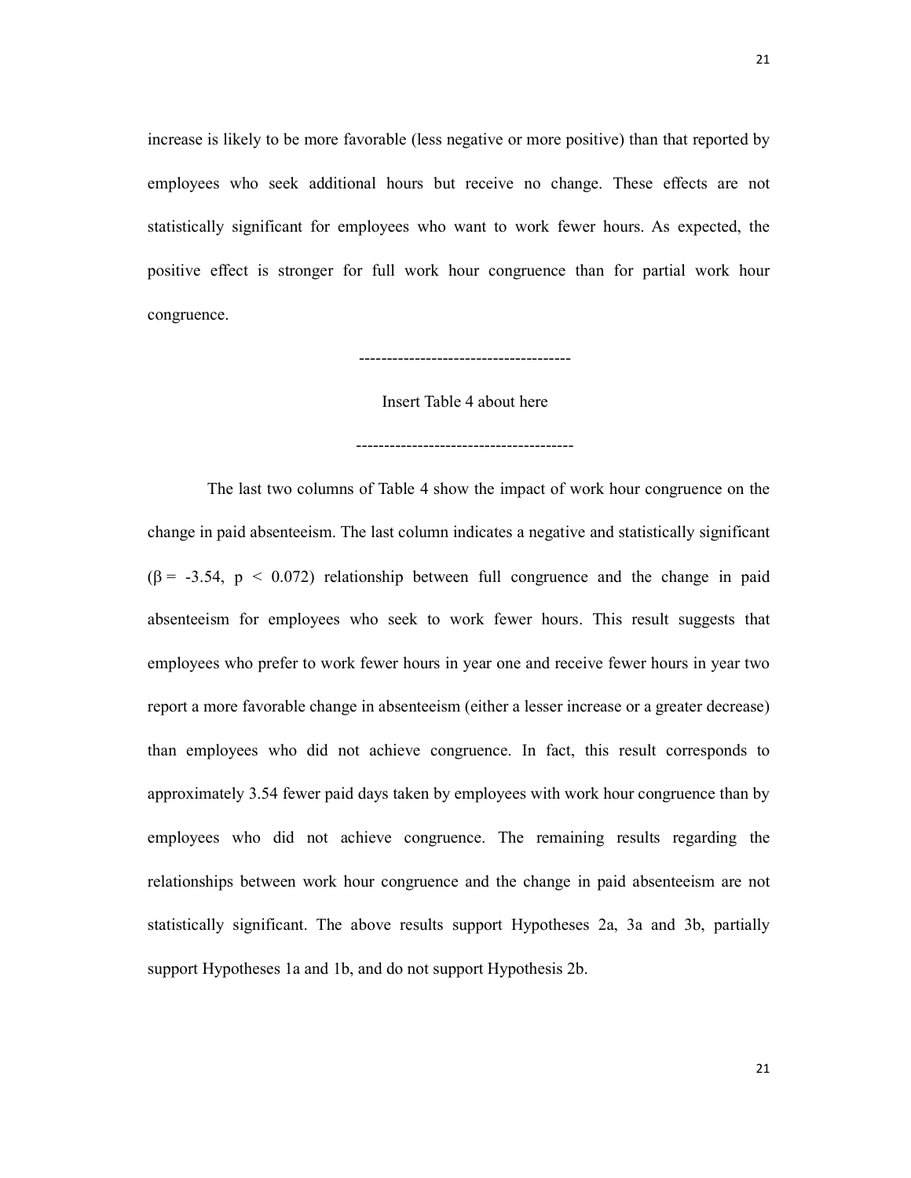increase is likely to be more favorable (less negative or more positive) than that reported by employees who seek additional hours but receive no change. These effects are not statistically significant for employees who want to work fewer hours. As expected, the positive effect is stronger for full work hour congruence than for partial work hour congruence.

--------------------------------------

Insert Table 4 about here

---------------------------------------

The last two columns of Table 4 show the impact of work hour congruence on the change in paid absenteeism. The last column indicates a negative and statistically significant ($\beta = -3.54$, $p < 0.072$) relationship between full congruence and the change in paid absenteeism for employees who seek to work fewer hours. This result suggests that employees who prefer to work fewer hours in year one and receive fewer hours in year two report a more favorable change in absenteeism (either a lesser increase or a greater decrease) than employees who did not achieve congruence. In fact, this result corresponds to approximately 3.54 fewer paid days taken by employees with work hour congruence than by employees who did not achieve congruence. The remaining results regarding the relationships between work hour congruence and the change in paid absenteeism are not statistically significant. The above results support Hypotheses 2a, 3a and 3b, partially support Hypotheses 1a and 1b, and do not support Hypothesis 2b.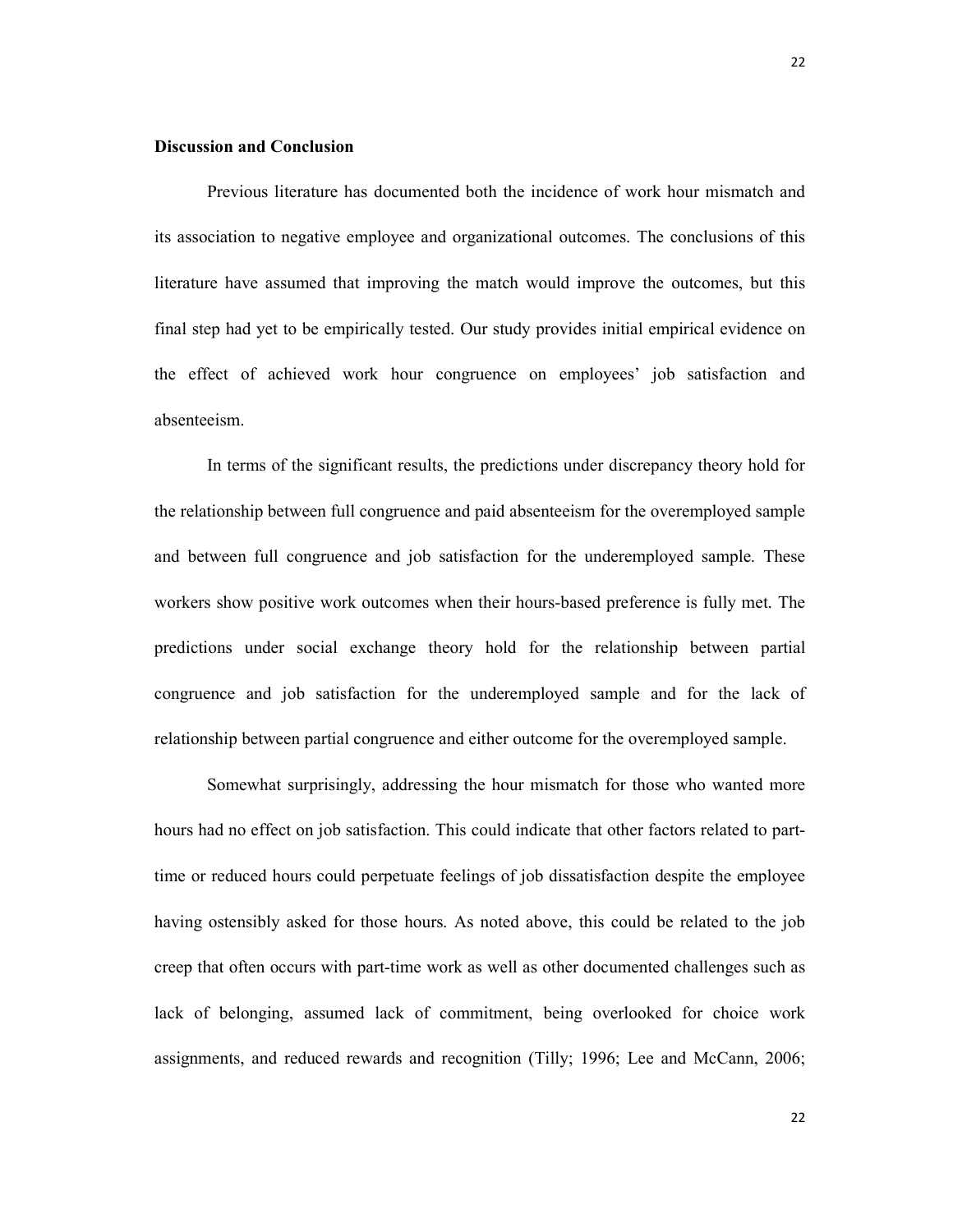**Discussion and Conclusion**

Previous literature has documented both the incidence of work hour mismatch and its association to negative employee and organizational outcomes. The conclusions of this literature have assumed that improving the match would improve the outcomes, but this final step had yet to be empirically tested. Our study provides initial empirical evidence on the effect of achieved work hour congruence on employees' job satisfaction and absenteeism.

In terms of the significant results, the predictions under discrepancy theory hold for the relationship between full congruence and paid absenteeism for the overemployed sample and between full congruence and job satisfaction for the underemployed sample. These workers show positive work outcomes when their hours-based preference is fully met. The predictions under social exchange theory hold for the relationship between partial congruence and job satisfaction for the underemployed sample and for the lack of relationship between partial congruence and either outcome for the overemployed sample.

Somewhat surprisingly, addressing the hour mismatch for those who wanted more hours had no effect on job satisfaction. This could indicate that other factors related to part-time or reduced hours could perpetuate feelings of job dissatisfaction despite the employee having ostensibly asked for those hours. As noted above, this could be related to the job creep that often occurs with part-time work as well as other documented challenges such as lack of belonging, assumed lack of commitment, being overlooked for choice work assignments, and reduced rewards and recognition (Tilly; 1996; Lee and McCann, 2006;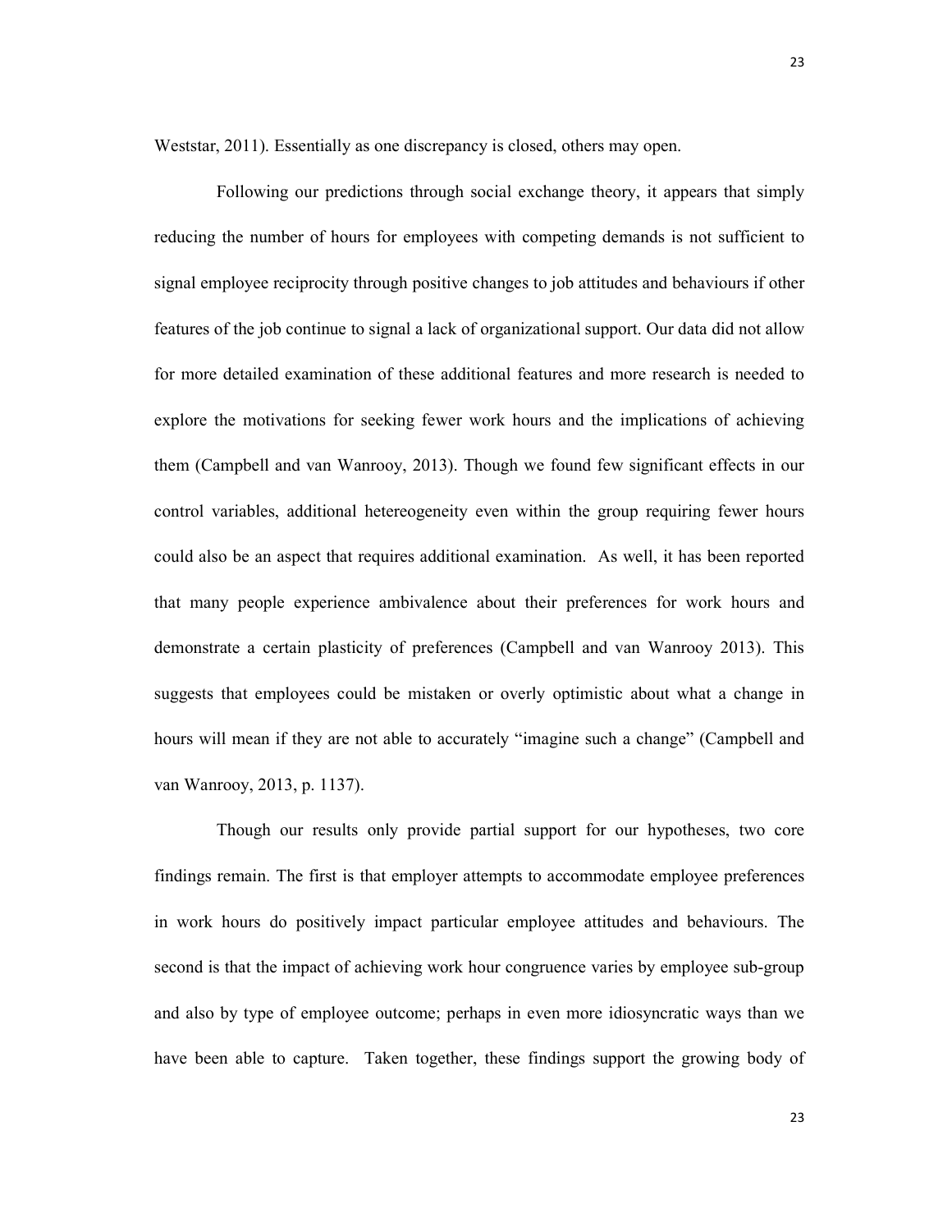Weststar, 2011). Essentially as one discrepancy is closed, others may open.

Following our predictions through social exchange theory, it appears that simply reducing the number of hours for employees with competing demands is not sufficient to signal employee reciprocity through positive changes to job attitudes and behaviours if other features of the job continue to signal a lack of organizational support. Our data did not allow for more detailed examination of these additional features and more research is needed to explore the motivations for seeking fewer work hours and the implications of achieving them (Campbell and van Wanrooy, 2013). Though we found few significant effects in our control variables, additional hetereogeneity even within the group requiring fewer hours could also be an aspect that requires additional examination. As well, it has been reported that many people experience ambivalence about their preferences for work hours and demonstrate a certain plasticity of preferences (Campbell and van Wanrooy 2013). This suggests that employees could be mistaken or overly optimistic about what a change in hours will mean if they are not able to accurately "imagine such a change" (Campbell and van Wanrooy, 2013, p. 1137).

Though our results only provide partial support for our hypotheses, two core findings remain. The first is that employer attempts to accommodate employee preferences in work hours do positively impact particular employee attitudes and behaviours. The second is that the impact of achieving work hour congruence varies by employee sub-group and also by type of employee outcome; perhaps in even more idiosyncratic ways than we have been able to capture. Taken together, these findings support the growing body of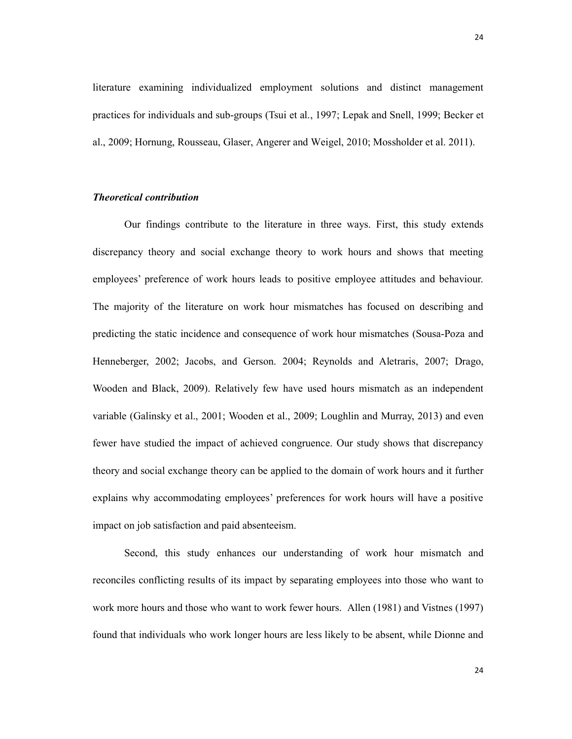literature examining individualized employment solutions and distinct management practices for individuals and sub-groups (Tsui et al., 1997; Lepak and Snell, 1999; Becker et al., 2009; Hornung, Rousseau, Glaser, Angerer and Weigel, 2010; Mossholder et al. 2011).

***Theoretical contribution***

Our findings contribute to the literature in three ways. First, this study extends discrepancy theory and social exchange theory to work hours and shows that meeting employees' preference of work hours leads to positive employee attitudes and behaviour. The majority of the literature on work hour mismatches has focused on describing and predicting the static incidence and consequence of work hour mismatches (Sousa-Poza and Henneberger, 2002; Jacobs, and Gerson. 2004; Reynolds and Aletraris, 2007; Drago, Wooden and Black, 2009). Relatively few have used hours mismatch as an independent variable (Galinsky et al., 2001; Wooden et al., 2009; Loughlin and Murray, 2013) and even fewer have studied the impact of achieved congruence. Our study shows that discrepancy theory and social exchange theory can be applied to the domain of work hours and it further explains why accommodating employees' preferences for work hours will have a positive impact on job satisfaction and paid absenteeism.

Second, this study enhances our understanding of work hour mismatch and reconciles conflicting results of its impact by separating employees into those who want to work more hours and those who want to work fewer hours. Allen (1981) and Vistnes (1997) found that individuals who work longer hours are less likely to be absent, while Dionne and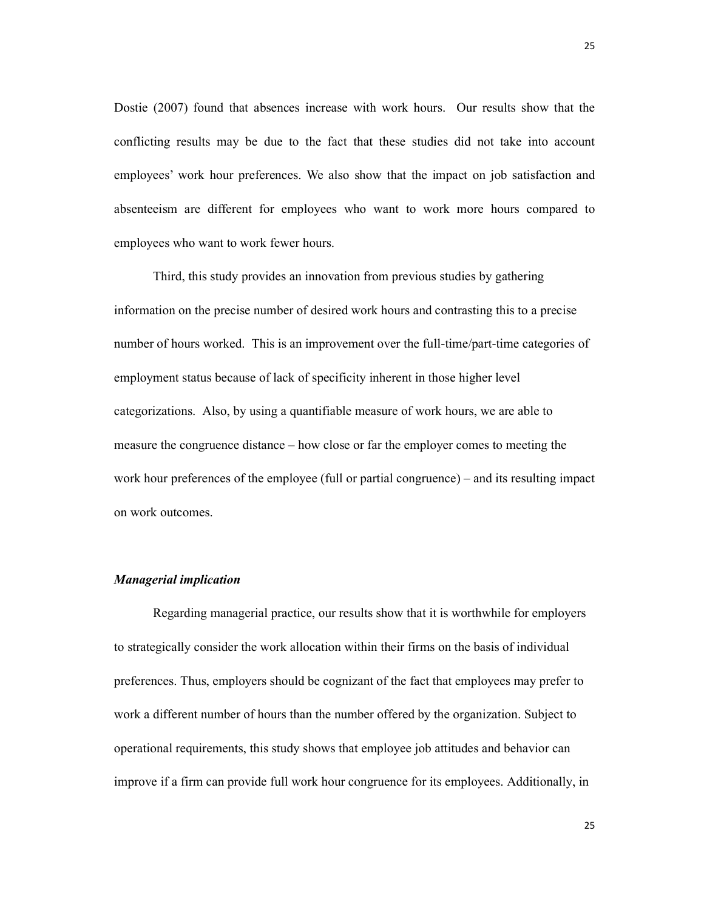Dostie (2007) found that absences increase with work hours. Our results show that the conflicting results may be due to the fact that these studies did not take into account employees' work hour preferences. We also show that the impact on job satisfaction and absenteeism are different for employees who want to work more hours compared to employees who want to work fewer hours.

Third, this study provides an innovation from previous studies by gathering information on the precise number of desired work hours and contrasting this to a precise number of hours worked. This is an improvement over the full-time/part-time categories of employment status because of lack of specificity inherent in those higher level categorizations. Also, by using a quantifiable measure of work hours, we are able to measure the congruence distance – how close or far the employer comes to meeting the work hour preferences of the employee (full or partial congruence) – and its resulting impact on work outcomes.

### *Managerial implication*

Regarding managerial practice, our results show that it is worthwhile for employers to strategically consider the work allocation within their firms on the basis of individual preferences. Thus, employers should be cognizant of the fact that employees may prefer to work a different number of hours than the number offered by the organization. Subject to operational requirements, this study shows that employee job attitudes and behavior can improve if a firm can provide full work hour congruence for its employees. Additionally, in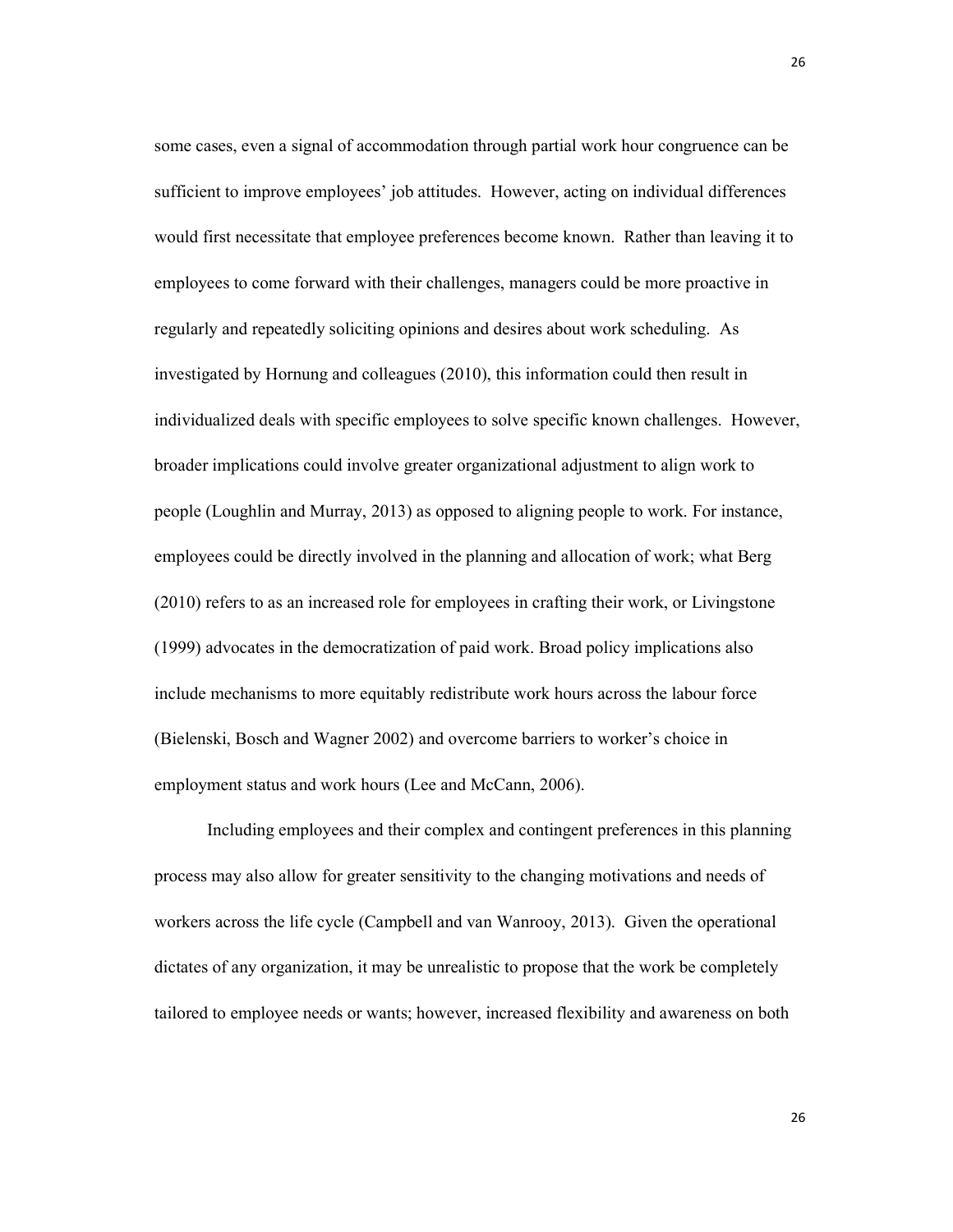some cases, even a signal of accommodation through partial work hour congruence can be sufficient to improve employees' job attitudes. However, acting on individual differences would first necessitate that employee preferences become known. Rather than leaving it to employees to come forward with their challenges, managers could be more proactive in regularly and repeatedly soliciting opinions and desires about work scheduling. As investigated by Hornung and colleagues (2010), this information could then result in individualized deals with specific employees to solve specific known challenges. However, broader implications could involve greater organizational adjustment to align work to people (Loughlin and Murray, 2013) as opposed to aligning people to work. For instance, employees could be directly involved in the planning and allocation of work; what Berg (2010) refers to as an increased role for employees in crafting their work, or Livingstone (1999) advocates in the democratization of paid work. Broad policy implications also include mechanisms to more equitably redistribute work hours across the labour force (Bielenski, Bosch and Wagner 2002) and overcome barriers to worker's choice in employment status and work hours (Lee and McCann, 2006).

Including employees and their complex and contingent preferences in this planning process may also allow for greater sensitivity to the changing motivations and needs of workers across the life cycle (Campbell and van Wanrooy, 2013). Given the operational dictates of any organization, it may be unrealistic to propose that the work be completely tailored to employee needs or wants; however, increased flexibility and awareness on both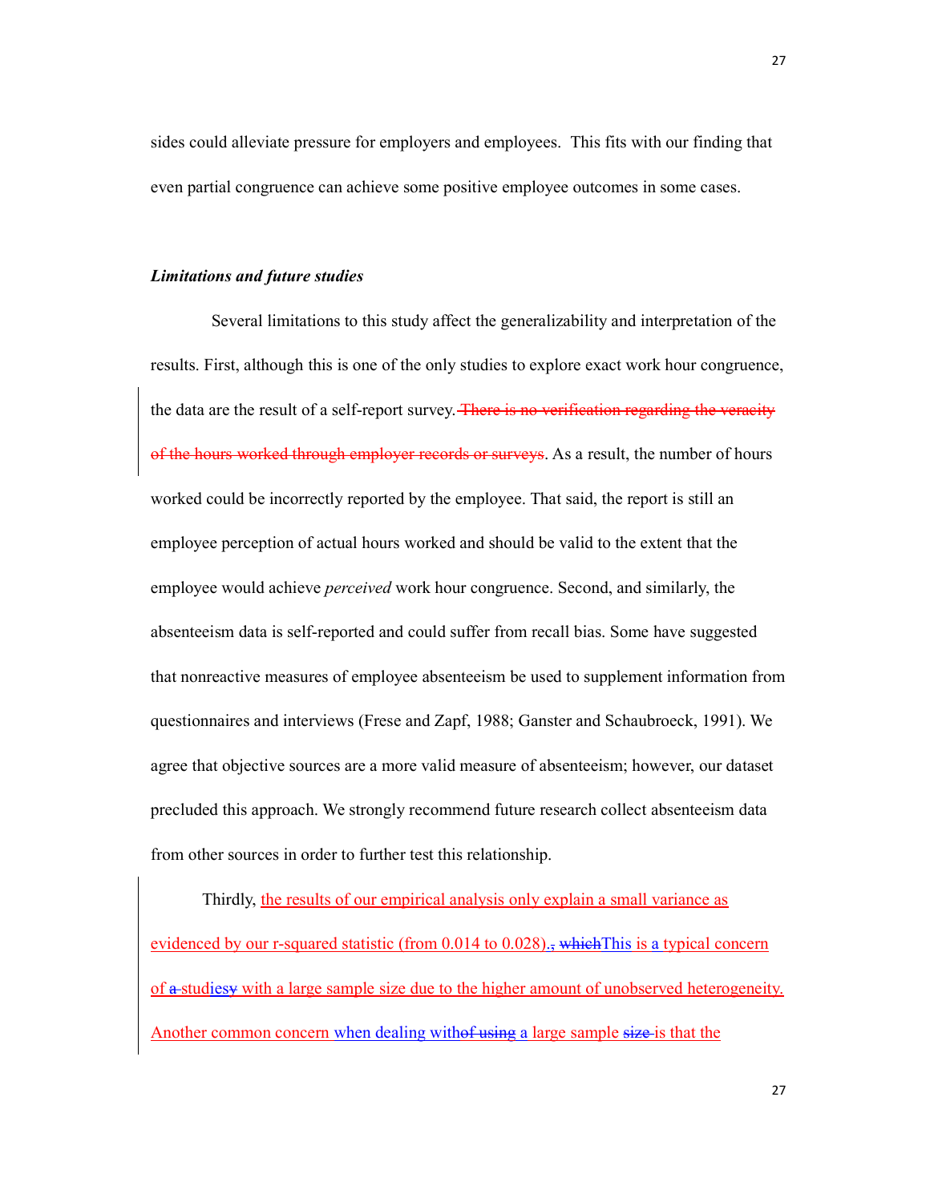sides could alleviate pressure for employers and employees. This fits with our finding that even partial congruence can achieve some positive employee outcomes in some cases.

### *Limitations and future studies*

Several limitations to this study affect the generalizability and interpretation of the results. First, although this is one of the only studies to explore exact work hour congruence, the data are the result of a self-report survey. ~~There is no verification regarding the veracity of the hours worked through employer records or surveys~~. As a result, the number of hours worked could be incorrectly reported by the employee. That said, the report is still an employee perception of actual hours worked and should be valid to the extent that the employee would achieve *perceived* work hour congruence. Second, and similarly, the absenteeism data is self-reported and could suffer from recall bias. Some have suggested that nonreactive measures of employee absenteeism be used to supplement information from questionnaires and interviews (Frese and Zapf, 1988; Ganster and Schaubroeck, 1991). We agree that objective sources are a more valid measure of absenteeism; however, our dataset precluded this approach. We strongly recommend future research collect absenteeism data from other sources in order to further test this relationship.

Thirdly, the results of our empirical analysis only explain a small variance as evidenced by our r-squared statistic (from 0.014 to 0.028).~~, which~~This is a typical concern of ~~a~~ studies~~y~~ with a large sample size due to the higher amount of unobserved heterogeneity. Another common concern when dealing with~~of using~~ a large sample ~~size~~ is that the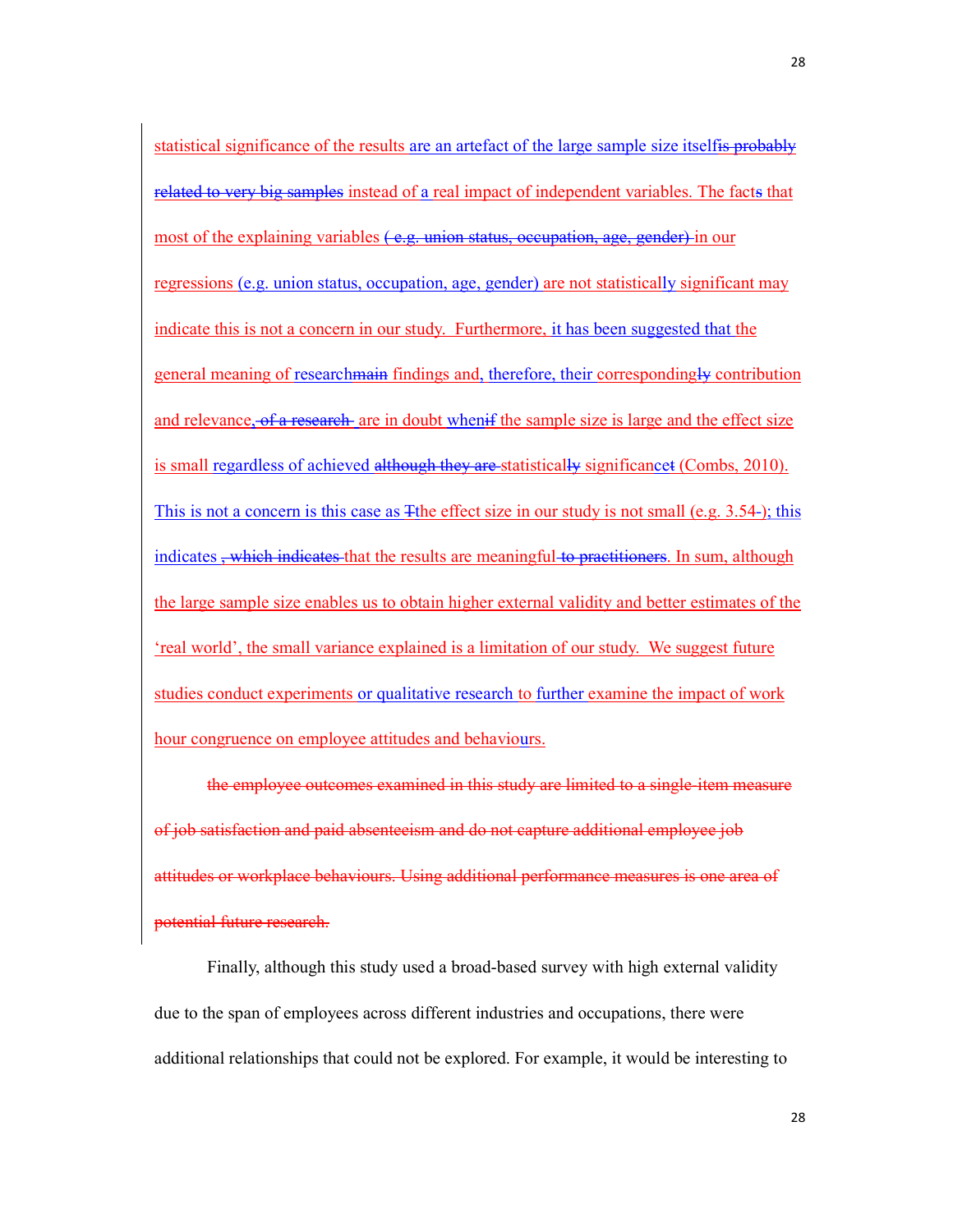statistical significance of the results are an artefact of the large sample size itself~~is probably related to very big samples~~ instead of a real impact of independent variables. The fact~~s~~ that most of the explaining variables ~~( e.g. union status, occupation, age, gender)~~ in our regressions (e.g. union status, occupation, age, gender) are not statistically significant may indicate this is not a concern in our study. Furthermore, it has been suggested that the general meaning of research~~main~~ findings and, therefore, their corresponding~~ly~~ contribution and relevance~~, of a research~~ are in doubt when~~if~~ the sample size is large and the effect size is small regardless of achieved ~~although they are~~ statistical~~ly~~ significance~~t~~ (Combs, 2010). This is not a concern is this case as ~~T~~the effect size in our study is not small (e.g. 3.54~~-~~); this indicates ~~, which indicates~~ that the results are meaningful ~~to practitioners~~. In sum, although the large sample size enables us to obtain higher external validity and better estimates of the 'real world', the small variance explained is a limitation of our study. We suggest future studies conduct experiments or qualitative research to further examine the impact of work hour congruence on employee attitudes and behaviours.

~~the employee outcomes examined in this study are limited to a single-item measure of job satisfaction and paid absenteeism and do not capture additional employee job attitudes or workplace behaviours. Using additional performance measures is one area of potential future research.~~

Finally, although this study used a broad-based survey with high external validity due to the span of employees across different industries and occupations, there were additional relationships that could not be explored. For example, it would be interesting to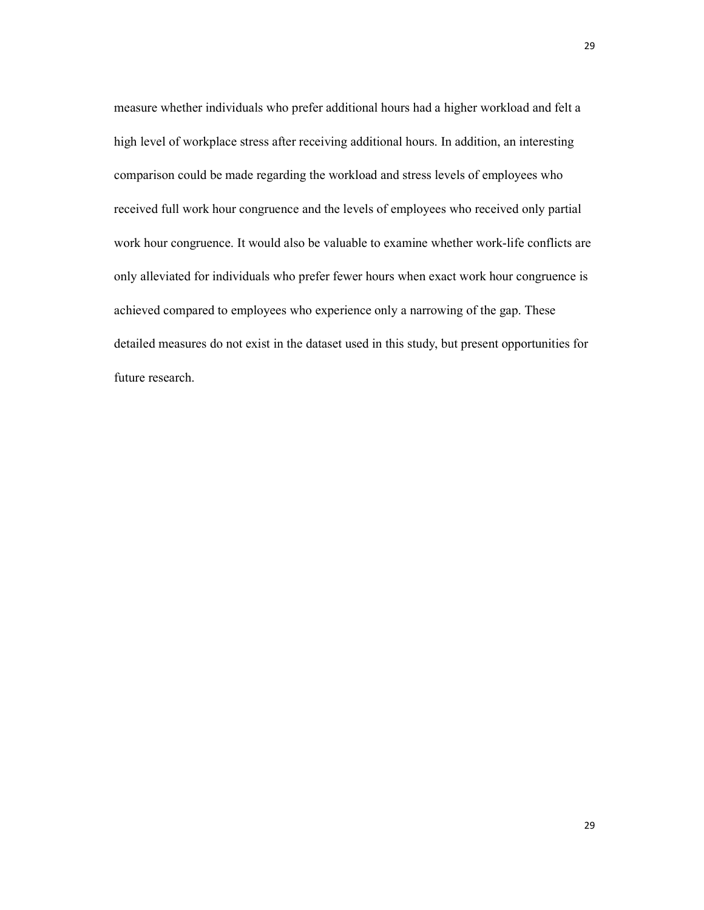measure whether individuals who prefer additional hours had a higher workload and felt a high level of workplace stress after receiving additional hours. In addition, an interesting comparison could be made regarding the workload and stress levels of employees who received full work hour congruence and the levels of employees who received only partial work hour congruence. It would also be valuable to examine whether work-life conflicts are only alleviated for individuals who prefer fewer hours when exact work hour congruence is achieved compared to employees who experience only a narrowing of the gap. These detailed measures do not exist in the dataset used in this study, but present opportunities for future research.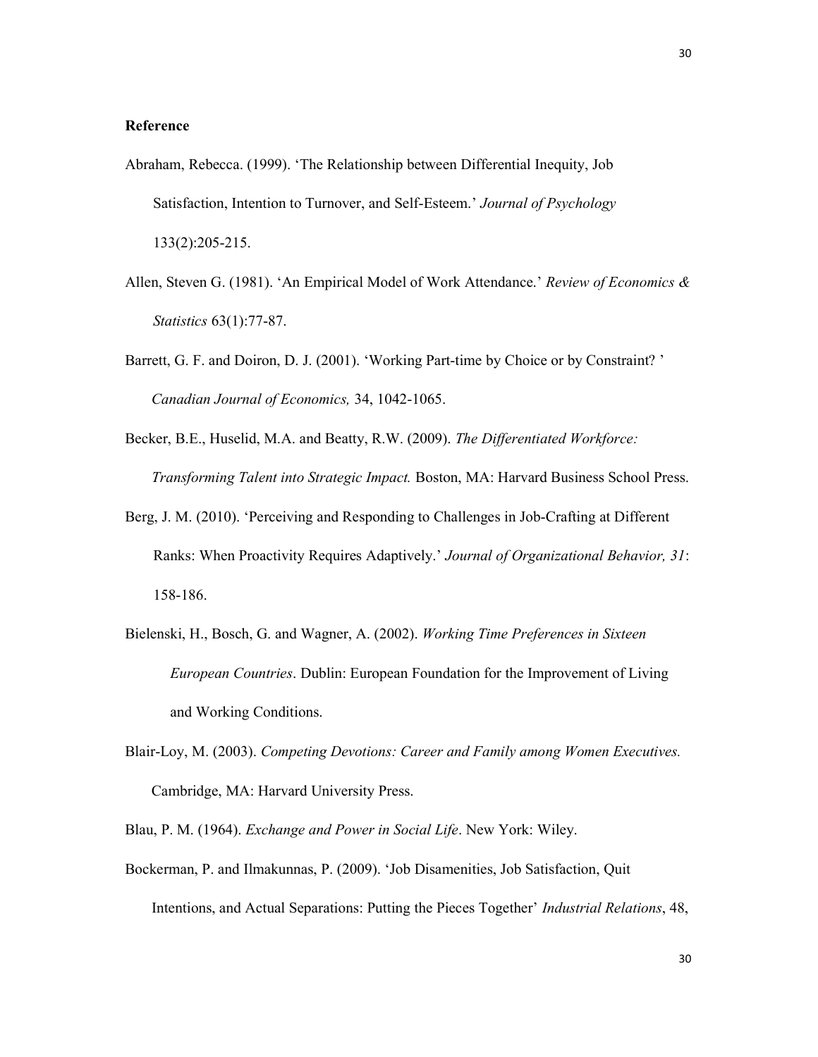**Reference**

Abraham, Rebecca. (1999). 'The Relationship between Differential Inequity, Job Satisfaction, Intention to Turnover, and Self-Esteem.' *Journal of Psychology* 133(2):205-215.

Allen, Steven G. (1981). 'An Empirical Model of Work Attendance.' *Review of Economics & Statistics* 63(1):77-87.

Barrett, G. F. and Doiron, D. J. (2001). 'Working Part-time by Choice or by Constraint? ' *Canadian Journal of Economics,* 34, 1042-1065.

Becker, B.E., Huselid, M.A. and Beatty, R.W. (2009). *The Differentiated Workforce: Transforming Talent into Strategic Impact.* Boston, MA: Harvard Business School Press.

Berg, J. M. (2010). 'Perceiving and Responding to Challenges in Job-Crafting at Different Ranks: When Proactivity Requires Adaptively.' *Journal of Organizational Behavior, 31*: 158-186.

Bielenski, H., Bosch, G. and Wagner, A. (2002). *Working Time Preferences in Sixteen European Countries*. Dublin: European Foundation for the Improvement of Living and Working Conditions.

Blair-Loy, M. (2003). *Competing Devotions: Career and Family among Women Executives.* Cambridge, MA: Harvard University Press.

Blau, P. M. (1964). *Exchange and Power in Social Life*. New York: Wiley.

Bockerman, P. and Ilmakunnas, P. (2009). 'Job Disamenities, Job Satisfaction, Quit Intentions, and Actual Separations: Putting the Pieces Together' *Industrial Relations*, 48,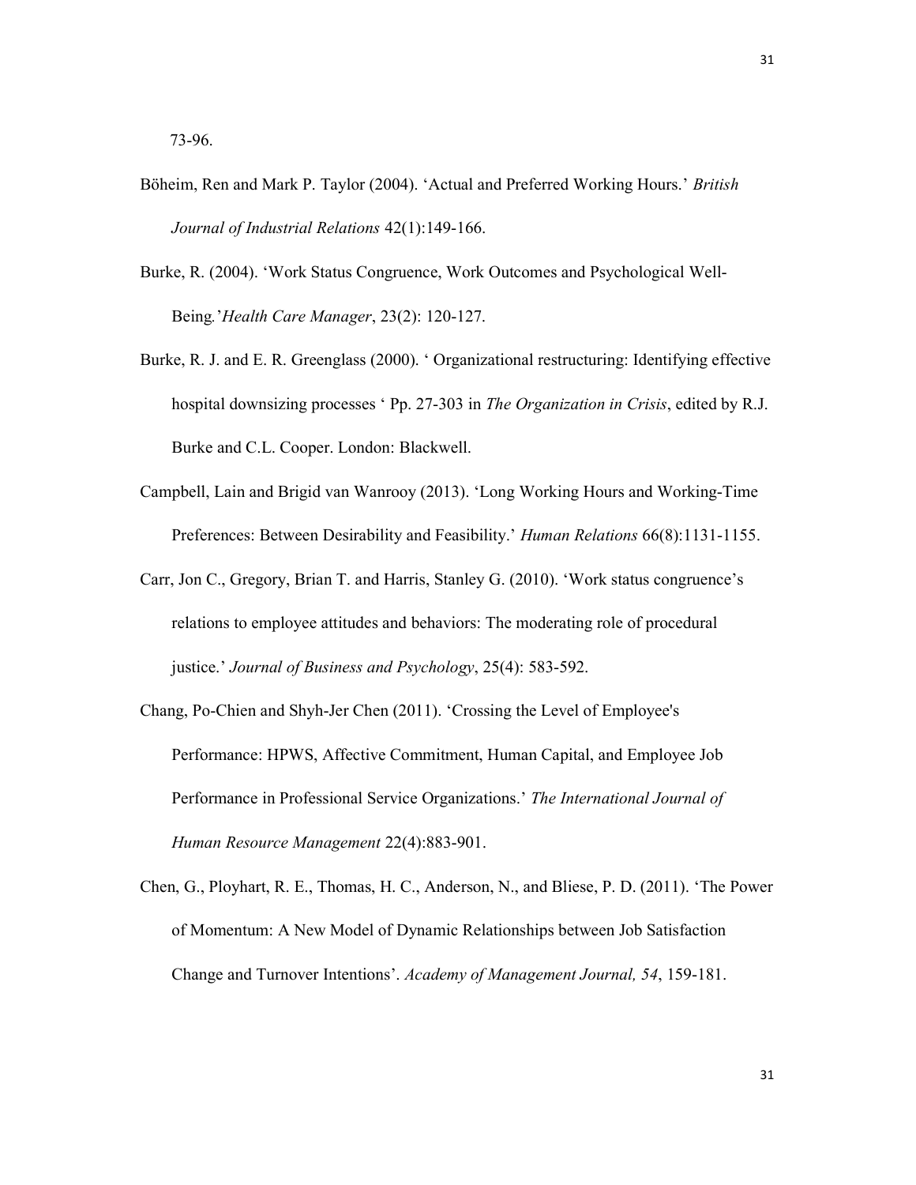73-96.

Böheim, Ren and Mark P. Taylor (2004). 'Actual and Preferred Working Hours.' *British Journal of Industrial Relations* 42(1):149-166.

Burke, R. (2004). 'Work Status Congruence, Work Outcomes and Psychological Well-Being.'*Health Care Manager*, 23(2): 120-127.

Burke, R. J. and E. R. Greenglass (2000). ' Organizational restructuring: Identifying effective hospital downsizing processes ' Pp. 27-303 in *The Organization in Crisis*, edited by R.J. Burke and C.L. Cooper. London: Blackwell.

Campbell, Lain and Brigid van Wanrooy (2013). 'Long Working Hours and Working-Time Preferences: Between Desirability and Feasibility.' *Human Relations* 66(8):1131-1155.

Carr, Jon C., Gregory, Brian T. and Harris, Stanley G. (2010). 'Work status congruence's relations to employee attitudes and behaviors: The moderating role of procedural justice.' *Journal of Business and Psychology*, 25(4): 583-592.

Chang, Po-Chien and Shyh-Jer Chen (2011). 'Crossing the Level of Employee's Performance: HPWS, Affective Commitment, Human Capital, and Employee Job Performance in Professional Service Organizations.' *The International Journal of Human Resource Management* 22(4):883-901.

Chen, G., Ployhart, R. E., Thomas, H. C., Anderson, N., and Bliese, P. D. (2011). 'The Power of Momentum: A New Model of Dynamic Relationships between Job Satisfaction Change and Turnover Intentions'. *Academy of Management Journal, 54*, 159-181.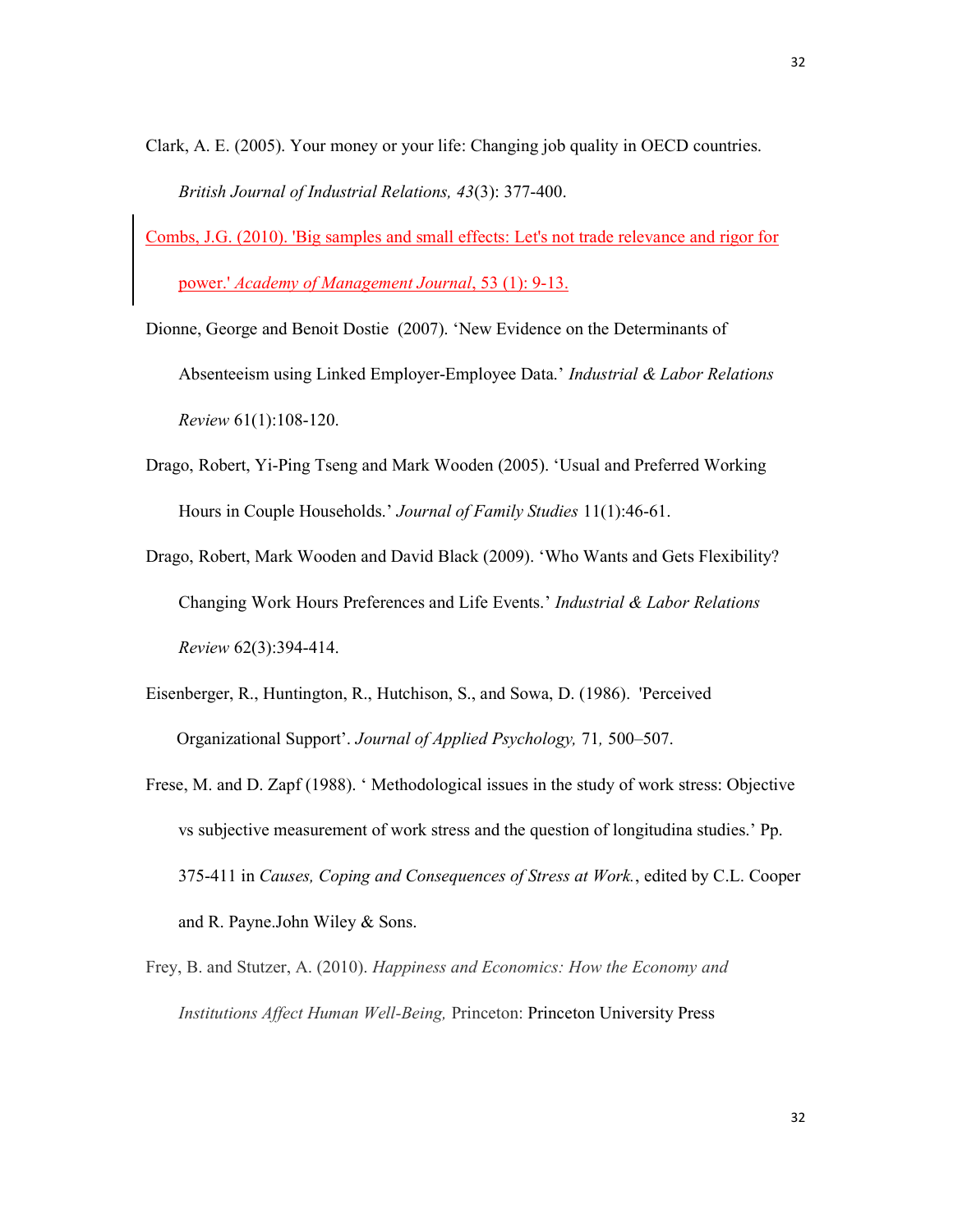Clark, A. E. (2005). Your money or your life: Changing job quality in OECD countries. *British Journal of Industrial Relations, 43*(3): 377-400.

Combs, J.G. (2010). 'Big samples and small effects: Let's not trade relevance and rigor for power.' *Academy of Management Journal*, 53 (1): 9-13.

Dionne, George and Benoit Dostie (2007). 'New Evidence on the Determinants of Absenteeism using Linked Employer-Employee Data.' *Industrial & Labor Relations Review* 61(1):108-120.

Drago, Robert, Yi-Ping Tseng and Mark Wooden (2005). 'Usual and Preferred Working Hours in Couple Households.' *Journal of Family Studies* 11(1):46-61.

Drago, Robert, Mark Wooden and David Black (2009). 'Who Wants and Gets Flexibility? Changing Work Hours Preferences and Life Events.' *Industrial & Labor Relations Review* 62(3):394-414.

Eisenberger, R., Huntington, R., Hutchison, S., and Sowa, D. (1986). 'Perceived Organizational Support'. *Journal of Applied Psychology,* 71*,* 500–507.

Frese, M. and D. Zapf (1988). ' Methodological issues in the study of work stress: Objective vs subjective measurement of work stress and the question of longitudina studies.' Pp. 375-411 in *Causes, Coping and Consequences of Stress at Work.*, edited by C.L. Cooper and R. Payne.John Wiley & Sons.

Frey, B. and Stutzer, A. (2010). *Happiness and Economics: How the Economy and Institutions Affect Human Well-Being,* Princeton: Princeton University Press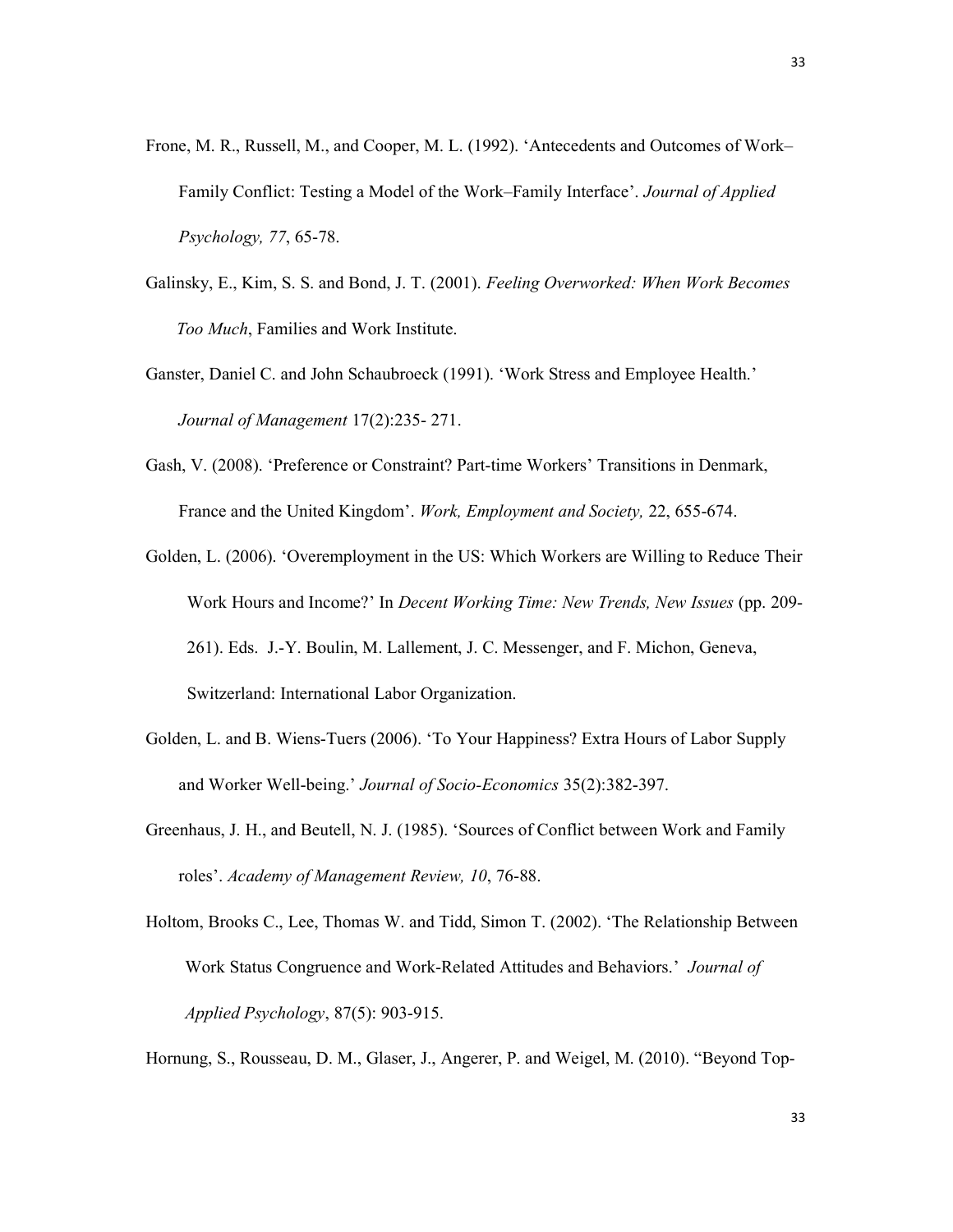Frone, M. R., Russell, M., and Cooper, M. L. (1992). ‘Antecedents and Outcomes of Work–Family Conflict: Testing a Model of the Work–Family Interface’. *Journal of Applied Psychology, 77*, 65-78.

Galinsky, E., Kim, S. S. and Bond, J. T. (2001). *Feeling Overworked: When Work Becomes Too Much*, Families and Work Institute.

Ganster, Daniel C. and John Schaubroeck (1991). ‘Work Stress and Employee Health.’ *Journal of Management* 17(2):235- 271.

Gash, V. (2008). ‘Preference or Constraint? Part-time Workers’ Transitions in Denmark, France and the United Kingdom’. *Work, Employment and Society,* 22, 655-674.

Golden, L. (2006). ‘Overemployment in the US: Which Workers are Willing to Reduce Their Work Hours and Income?’ In *Decent Working Time: New Trends, New Issues* (pp. 209-261). Eds. J.-Y. Boulin, M. Lallement, J. C. Messenger, and F. Michon, Geneva, Switzerland: International Labor Organization.

Golden, L. and B. Wiens-Tuers (2006). ‘To Your Happiness? Extra Hours of Labor Supply and Worker Well-being.’ *Journal of Socio-Economics* 35(2):382-397.

Greenhaus, J. H., and Beutell, N. J. (1985). ‘Sources of Conflict between Work and Family roles’. *Academy of Management Review, 10*, 76-88.

Holtom, Brooks C., Lee, Thomas W. and Tidd, Simon T. (2002). ‘The Relationship Between Work Status Congruence and Work-Related Attitudes and Behaviors.’ *Journal of Applied Psychology*, 87(5): 903-915.

Hornung, S., Rousseau, D. M., Glaser, J., Angerer, P. and Weigel, M. (2010). “Beyond Top-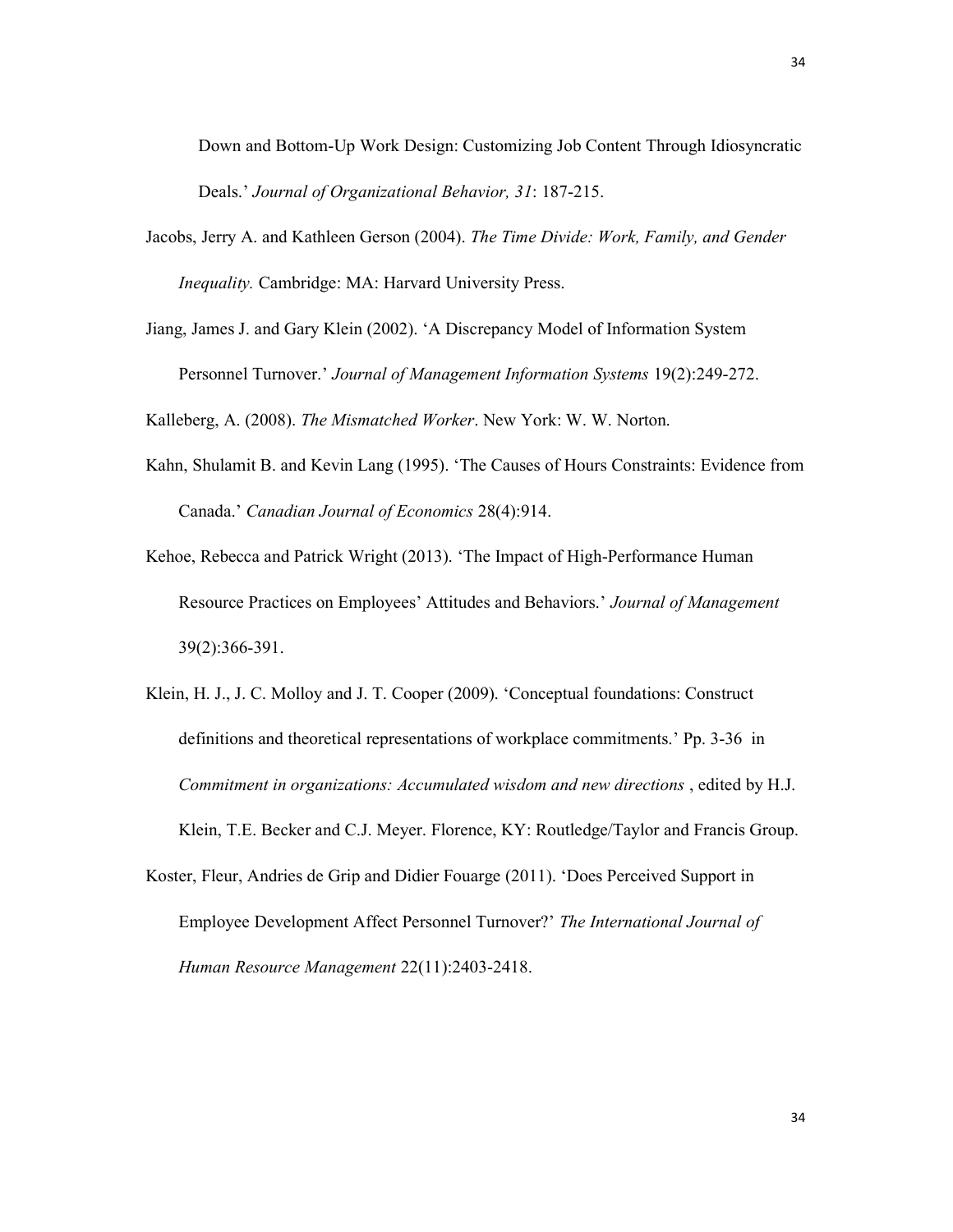Down and Bottom-Up Work Design: Customizing Job Content Through Idiosyncratic Deals.' *Journal of Organizational Behavior, 31*: 187-215.

Jacobs, Jerry A. and Kathleen Gerson (2004). *The Time Divide: Work, Family, and Gender Inequality.* Cambridge: MA: Harvard University Press.

Jiang, James J. and Gary Klein (2002). 'A Discrepancy Model of Information System Personnel Turnover.' *Journal of Management Information Systems* 19(2):249-272.

Kalleberg, A. (2008). *The Mismatched Worker*. New York: W. W. Norton.

Kahn, Shulamit B. and Kevin Lang (1995). 'The Causes of Hours Constraints: Evidence from Canada.' *Canadian Journal of Economics* 28(4):914.

Kehoe, Rebecca and Patrick Wright (2013). 'The Impact of High-Performance Human Resource Practices on Employees' Attitudes and Behaviors.' *Journal of Management* 39(2):366-391.

Klein, H. J., J. C. Molloy and J. T. Cooper (2009). 'Conceptual foundations: Construct definitions and theoretical representations of workplace commitments.' Pp. 3-36 in *Commitment in organizations: Accumulated wisdom and new directions* , edited by H.J. Klein, T.E. Becker and C.J. Meyer. Florence, KY: Routledge/Taylor and Francis Group.

Koster, Fleur, Andries de Grip and Didier Fouarge (2011). 'Does Perceived Support in Employee Development Affect Personnel Turnover?' *The International Journal of Human Resource Management* 22(11):2403-2418.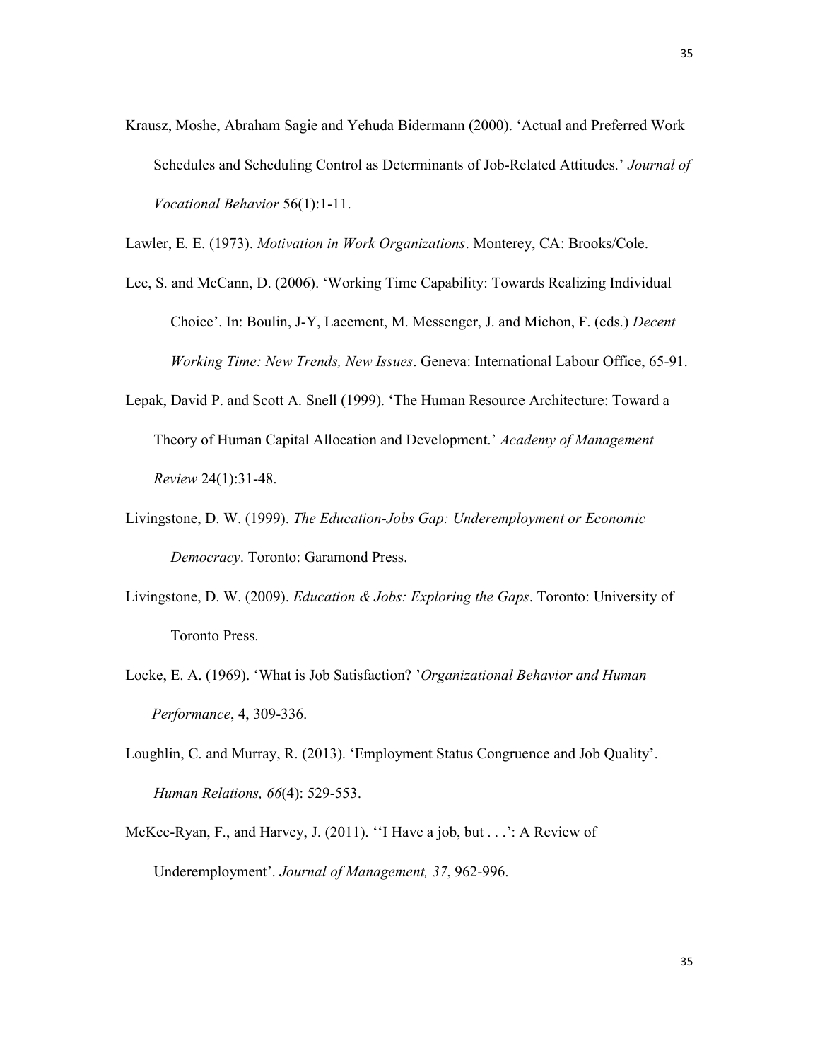Krausz, Moshe, Abraham Sagie and Yehuda Bidermann (2000). 'Actual and Preferred Work Schedules and Scheduling Control as Determinants of Job-Related Attitudes.' *Journal of Vocational Behavior* 56(1):1-11.

Lawler, E. E. (1973). *Motivation in Work Organizations*. Monterey, CA: Brooks/Cole.

Lee, S. and McCann, D. (2006). 'Working Time Capability: Towards Realizing Individual Choice'. In: Boulin, J-Y, Laeement, M. Messenger, J. and Michon, F. (eds.) *Decent Working Time: New Trends, New Issues*. Geneva: International Labour Office, 65-91.

Lepak, David P. and Scott A. Snell (1999). 'The Human Resource Architecture: Toward a Theory of Human Capital Allocation and Development.' *Academy of Management Review* 24(1):31-48.

Livingstone, D. W. (1999). *The Education-Jobs Gap: Underemployment or Economic Democracy*. Toronto: Garamond Press.

Livingstone, D. W. (2009). *Education & Jobs: Exploring the Gaps*. Toronto: University of Toronto Press.

Locke, E. A. (1969). 'What is Job Satisfaction? '*Organizational Behavior and Human Performance*, 4, 309-336.

Loughlin, C. and Murray, R. (2013). 'Employment Status Congruence and Job Quality'. *Human Relations, 66*(4): 529-553.

McKee-Ryan, F., and Harvey, J. (2011). ''I Have a job, but . . .': A Review of Underemployment'. *Journal of Management, 37*, 962-996.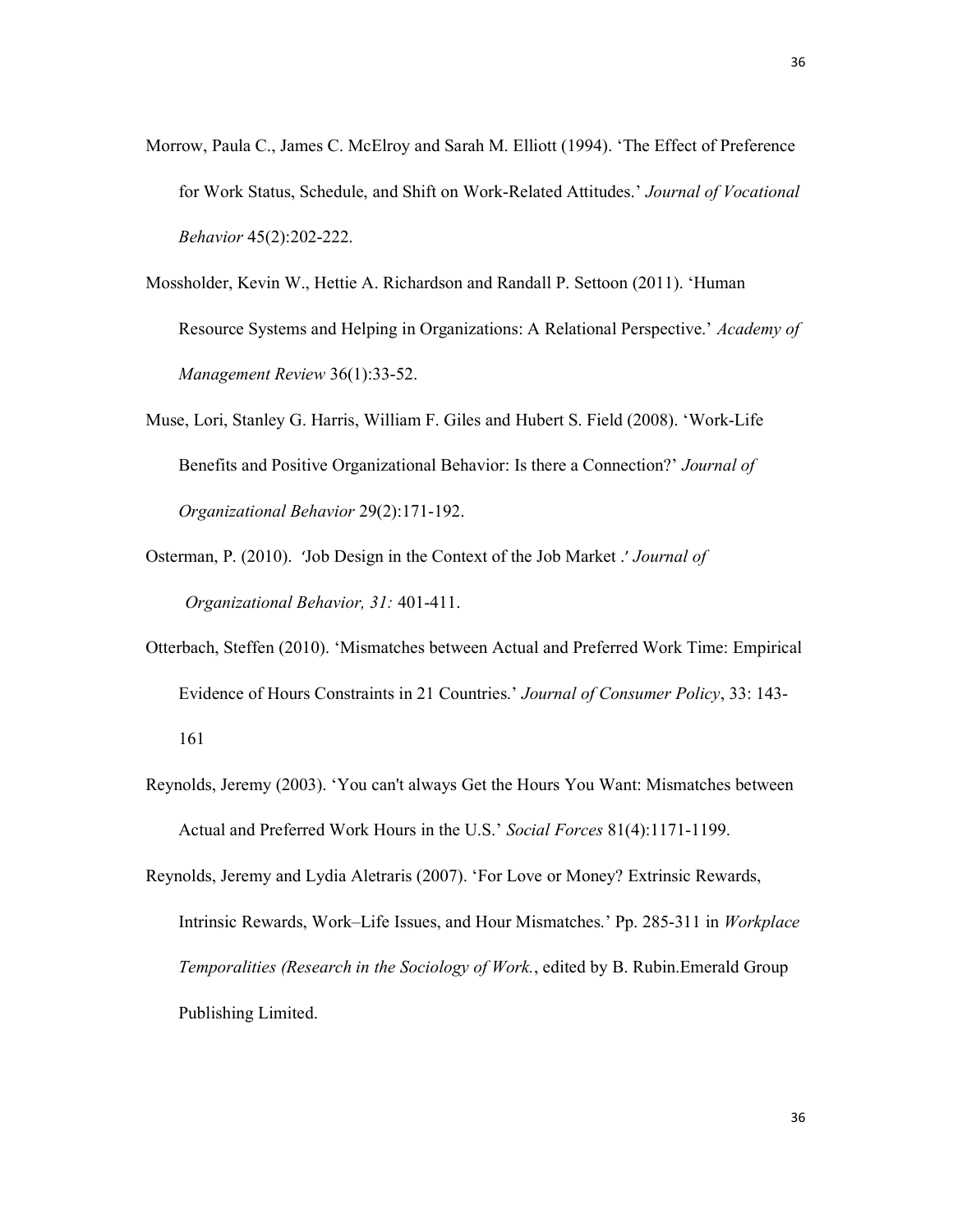Morrow, Paula C., James C. McElroy and Sarah M. Elliott (1994). 'The Effect of Preference for Work Status, Schedule, and Shift on Work-Related Attitudes.' *Journal of Vocational Behavior* 45(2):202-222.

Mossholder, Kevin W., Hettie A. Richardson and Randall P. Settoon (2011). 'Human Resource Systems and Helping in Organizations: A Relational Perspective.' *Academy of Management Review* 36(1):33-52.

Muse, Lori, Stanley G. Harris, William F. Giles and Hubert S. Field (2008). 'Work-Life Benefits and Positive Organizational Behavior: Is there a Connection?' *Journal of Organizational Behavior* 29(2):171-192.

Osterman, P. (2010). 'Job Design in the Context of the Job Market .' *Journal of Organizational Behavior, 31:* 401-411.

Otterbach, Steffen (2010). 'Mismatches between Actual and Preferred Work Time: Empirical Evidence of Hours Constraints in 21 Countries.' *Journal of Consumer Policy*, 33: 143-161

Reynolds, Jeremy (2003). 'You can't always Get the Hours You Want: Mismatches between Actual and Preferred Work Hours in the U.S.' *Social Forces* 81(4):1171-1199.

Reynolds, Jeremy and Lydia Aletraris (2007). 'For Love or Money? Extrinsic Rewards, Intrinsic Rewards, Work–Life Issues, and Hour Mismatches.' Pp. 285-311 in *Workplace Temporalities (Research in the Sociology of Work.*, edited by B. Rubin.Emerald Group Publishing Limited.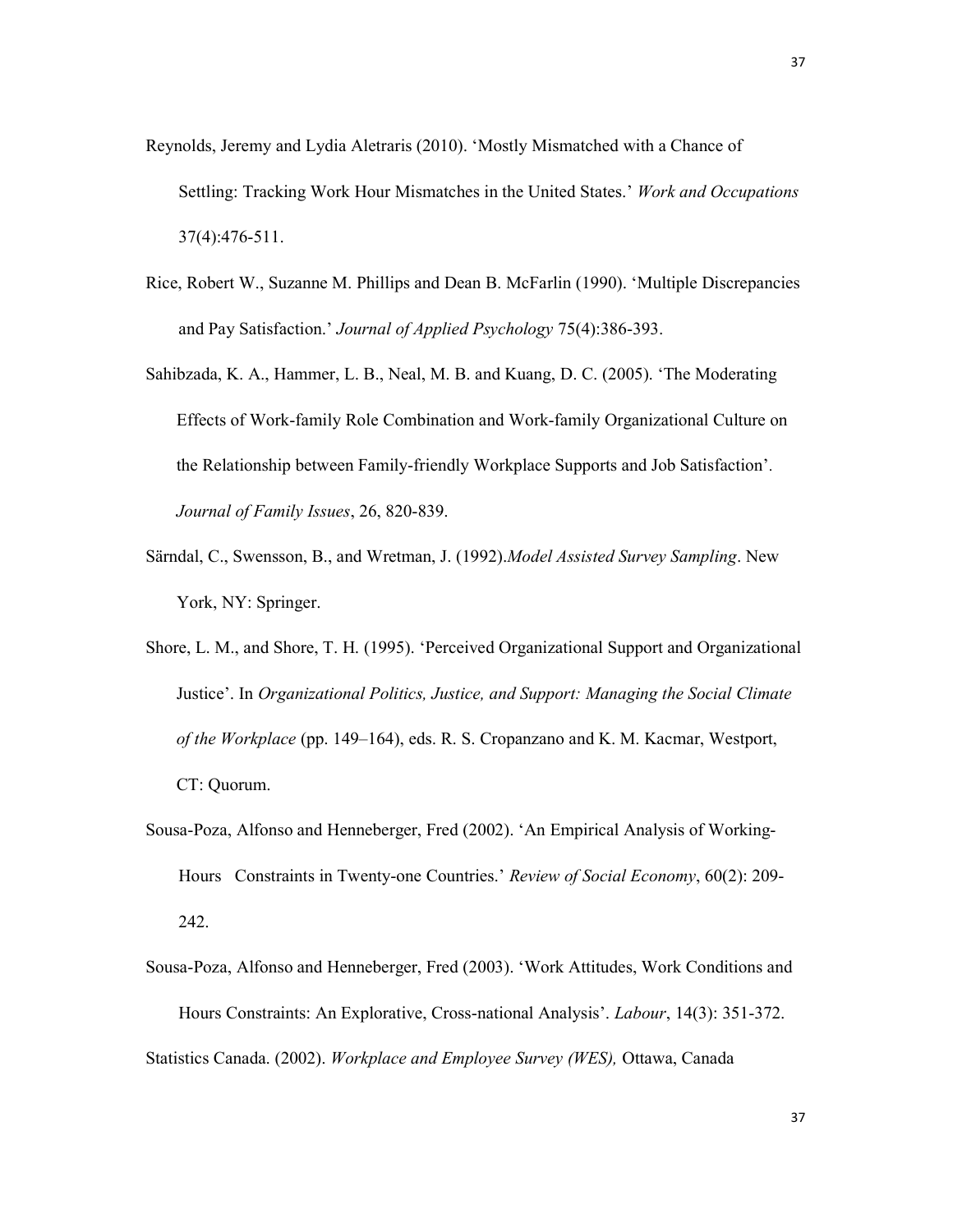Reynolds, Jeremy and Lydia Aletraris (2010). 'Mostly Mismatched with a Chance of Settling: Tracking Work Hour Mismatches in the United States.' *Work and Occupations* 37(4):476-511.

Rice, Robert W., Suzanne M. Phillips and Dean B. McFarlin (1990). 'Multiple Discrepancies and Pay Satisfaction.' *Journal of Applied Psychology* 75(4):386-393.

Sahibzada, K. A., Hammer, L. B., Neal, M. B. and Kuang, D. C. (2005). 'The Moderating Effects of Work-family Role Combination and Work-family Organizational Culture on the Relationship between Family-friendly Workplace Supports and Job Satisfaction'. *Journal of Family Issues*, 26, 820-839.

Särndal, C., Swensson, B., and Wretman, J. (1992).*Model Assisted Survey Sampling*. New York, NY: Springer.

Shore, L. M., and Shore, T. H. (1995). 'Perceived Organizational Support and Organizational Justice'. In *Organizational Politics, Justice, and Support: Managing the Social Climate of the Workplace* (pp. 149–164), eds. R. S. Cropanzano and K. M. Kacmar, Westport, CT: Quorum.

Sousa-Poza, Alfonso and Henneberger, Fred (2002). 'An Empirical Analysis of Working-Hours Constraints in Twenty-one Countries.' *Review of Social Economy*, 60(2): 209-242.

Sousa-Poza, Alfonso and Henneberger, Fred (2003). 'Work Attitudes, Work Conditions and Hours Constraints: An Explorative, Cross-national Analysis'. *Labour*, 14(3): 351-372.

Statistics Canada. (2002). *Workplace and Employee Survey (WES),* Ottawa, Canada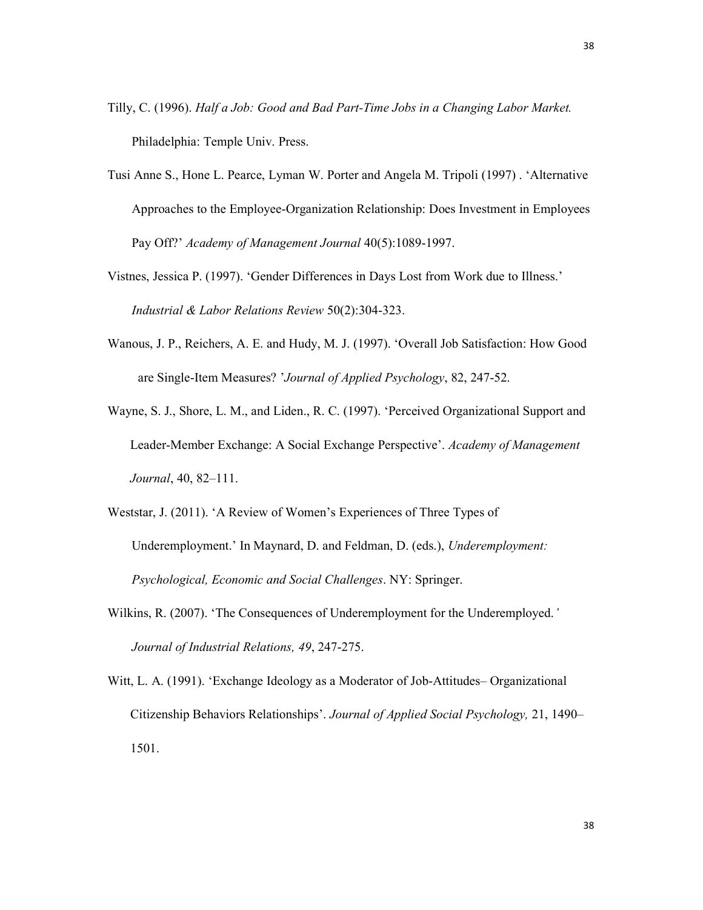Tilly, C. (1996). *Half a Job: Good and Bad Part-Time Jobs in a Changing Labor Market.* Philadelphia: Temple Univ. Press.

Tusi Anne S., Hone L. Pearce, Lyman W. Porter and Angela M. Tripoli (1997) . 'Alternative Approaches to the Employee-Organization Relationship: Does Investment in Employees Pay Off?' *Academy of Management Journal* 40(5):1089-1997.

Vistnes, Jessica P. (1997). 'Gender Differences in Days Lost from Work due to Illness.' *Industrial & Labor Relations Review* 50(2):304-323.

Wanous, J. P., Reichers, A. E. and Hudy, M. J. (1997). 'Overall Job Satisfaction: How Good are Single-Item Measures? '*Journal of Applied Psychology*, 82, 247-52.

Wayne, S. J., Shore, L. M., and Liden., R. C. (1997). 'Perceived Organizational Support and Leader-Member Exchange: A Social Exchange Perspective'. *Academy of Management Journal*, 40, 82–111.

Weststar, J. (2011). 'A Review of Women's Experiences of Three Types of Underemployment.' In Maynard, D. and Feldman, D. (eds.), *Underemployment: Psychological, Economic and Social Challenges*. NY: Springer.

Wilkins, R. (2007). 'The Consequences of Underemployment for the Underemployed.' *Journal of Industrial Relations, 49*, 247-275.

Witt, L. A. (1991). 'Exchange Ideology as a Moderator of Job-Attitudes– Organizational Citizenship Behaviors Relationships'. *Journal of Applied Social Psychology,* 21, 1490–1501.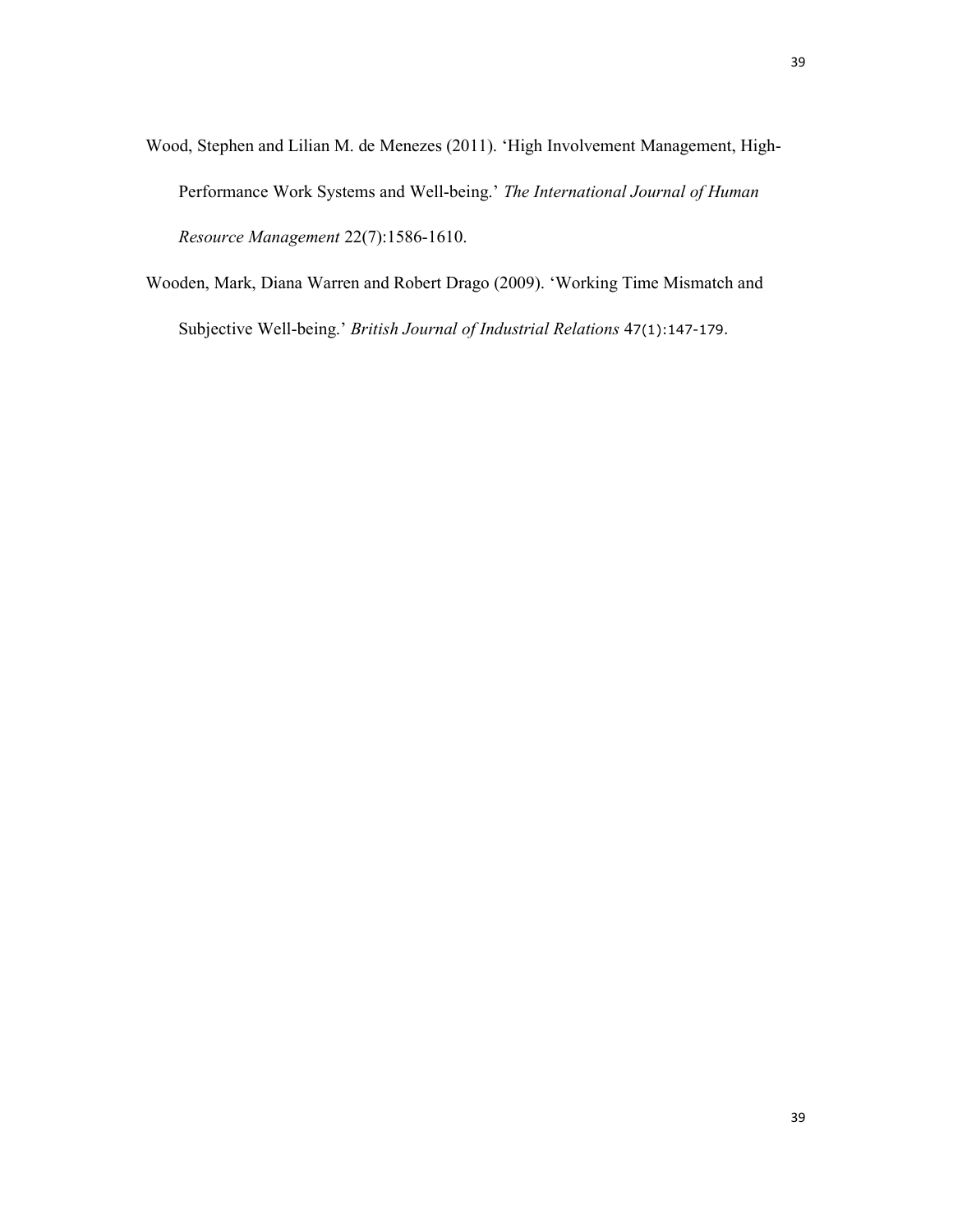Wood, Stephen and Lilian M. de Menezes (2011). 'High Involvement Management, High-Performance Work Systems and Well-being.' *The International Journal of Human Resource Management* 22(7):1586-1610.

Wooden, Mark, Diana Warren and Robert Drago (2009). 'Working Time Mismatch and Subjective Well-being.' *British Journal of Industrial Relations* 47(1):147-179.